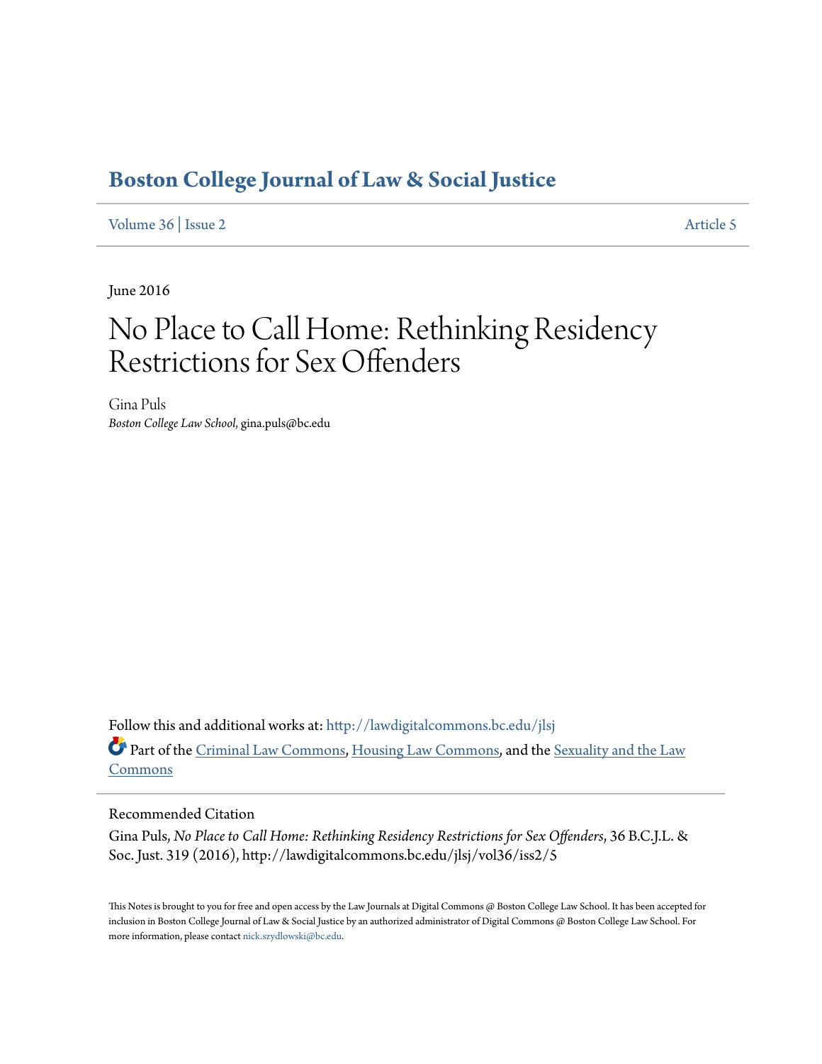# Boston College Journal of Law & Social Justice

Volume 36 | Issue 2 Article 5

June 2016

# No Place to Call Home: Rethinking Residency Restrictions for Sex Offenders

Gina Puls
*Boston College Law School*, gina.puls@bc.edu

Follow this and additional works at: http://lawdigitalcommons.bc.edu/jlsj

Part of the Criminal Law Commons, Housing Law Commons, and the Sexuality and the Law Commons

## Recommended Citation

Gina Puls, *No Place to Call Home: Rethinking Residency Restrictions for Sex Offenders*, 36 B.C.J.L. & Soc. Just. 319 (2016), http://lawdigitalcommons.bc.edu/jlsj/vol36/iss2/5

This Notes is brought to you for free and open access by the Law Journals at Digital Commons @ Boston College Law School. It has been accepted for inclusion in Boston College Journal of Law & Social Justice by an authorized administrator of Digital Commons @ Boston College Law School. For more information, please contact nick.szydlowski@bc.edu.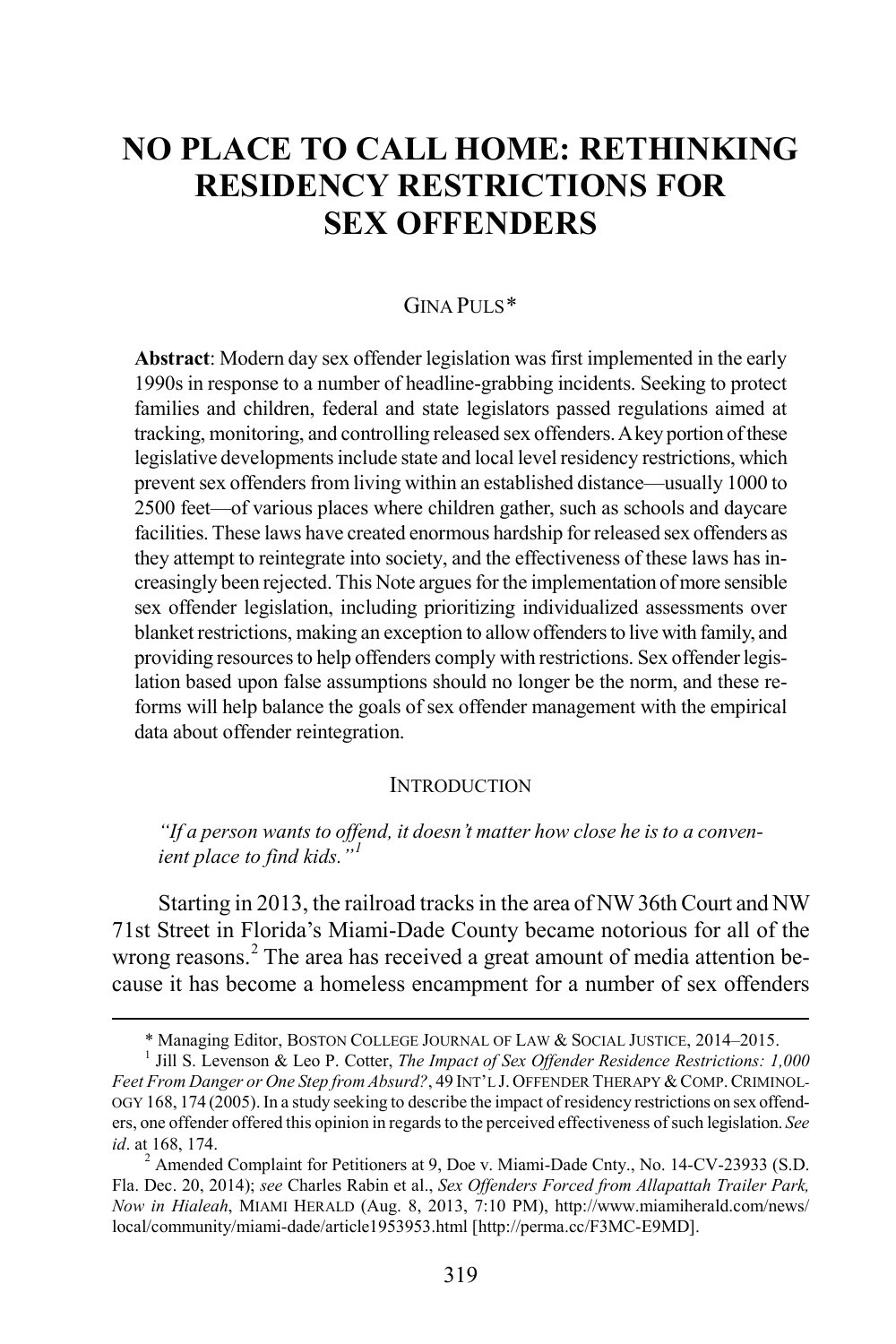# NO PLACE TO CALL HOME: RETHINKING RESIDENCY RESTRICTIONS FOR SEX OFFENDERS

GINA PULS*

**Abstract**: Modern day sex offender legislation was first implemented in the early 1990s in response to a number of headline-grabbing incidents. Seeking to protect families and children, federal and state legislators passed regulations aimed at tracking, monitoring, and controlling released sex offenders. A key portion of these legislative developments include state and local level residency restrictions, which prevent sex offenders from living within an established distance—usually 1000 to 2500 feet—of various places where children gather, such as schools and daycare facilities. These laws have created enormous hardship for released sex offenders as they attempt to reintegrate into society, and the effectiveness of these laws has increasingly been rejected. This Note argues for the implementation of more sensible sex offender legislation, including prioritizing individualized assessments over blanket restrictions, making an exception to allow offenders to live with family, and providing resources to help offenders comply with restrictions. Sex offender legislation based upon false assumptions should no longer be the norm, and these reforms will help balance the goals of sex offender management with the empirical data about offender reintegration.

## INTRODUCTION

*"If a person wants to offend, it doesn't matter how close he is to a convenient place to find kids."*[1]

Starting in 2013, the railroad tracks in the area of NW 36th Court and NW 71st Street in Florida's Miami-Dade County became notorious for all of the wrong reasons.[2] The area has received a great amount of media attention because it has become a homeless encampment for a number of sex offenders

---

\* Managing Editor, BOSTON COLLEGE JOURNAL OF LAW & SOCIAL JUSTICE, 2014–2015.

[1] Jill S. Levenson & Leo P. Cotter, *The Impact of Sex Offender Residence Restrictions: 1,000 Feet From Danger or One Step from Absurd?*, 49 INT'L J. OFFENDER THERAPY & COMP. CRIMINOLOGY 168, 174 (2005). In a study seeking to describe the impact of residency restrictions on sex offenders, one offender offered this opinion in regards to the perceived effectiveness of such legislation. *See id*. at 168, 174.

[2] Amended Complaint for Petitioners at 9, Doe v. Miami-Dade Cnty., No. 14-CV-23933 (S.D. Fla. Dec. 20, 2014); *see* Charles Rabin et al., *Sex Offenders Forced from Allapattah Trailer Park, Now in Hialeah*, MIAMI HERALD (Aug. 8, 2013, 7:10 PM), http://www.miamiherald.com/news/local/community/miami-dade/article1953953.html [http://perma.cc/F3MC-E9MD].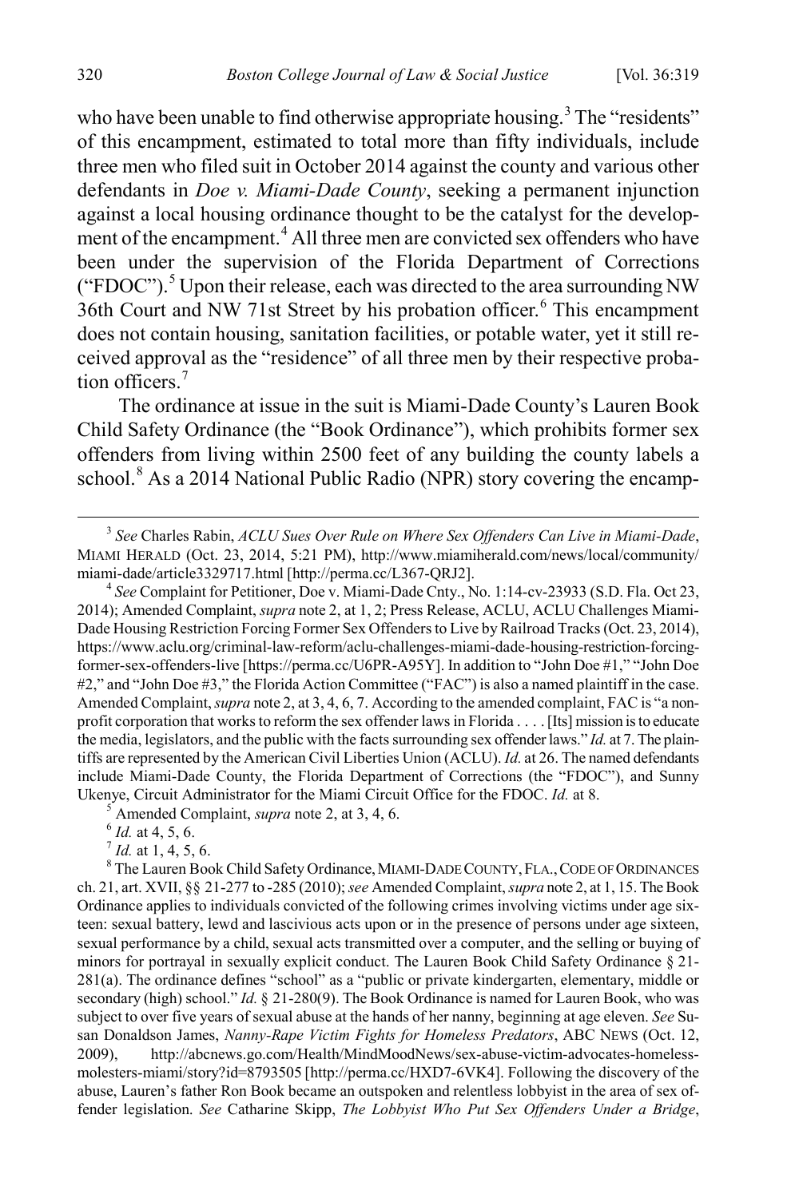who have been unable to find otherwise appropriate housing.[3] The "residents" of this encampment, estimated to total more than fifty individuals, include three men who filed suit in October 2014 against the county and various other defendants in *Doe v. Miami-Dade County*, seeking a permanent injunction against a local housing ordinance thought to be the catalyst for the development of the encampment.[4] All three men are convicted sex offenders who have been under the supervision of the Florida Department of Corrections ("FDOC").[5] Upon their release, each was directed to the area surrounding NW 36th Court and NW 71st Street by his probation officer.[6] This encampment does not contain housing, sanitation facilities, or potable water, yet it still received approval as the "residence" of all three men by their respective probation officers.[7]

The ordinance at issue in the suit is Miami-Dade County's Lauren Book Child Safety Ordinance (the "Book Ordinance"), which prohibits former sex offenders from living within 2500 feet of any building the county labels a school.[8] As a 2014 National Public Radio (NPR) story covering the encamp-

---

[3] *See* Charles Rabin, *ACLU Sues Over Rule on Where Sex Offenders Can Live in Miami-Dade*, MIAMI HERALD (Oct. 23, 2014, 5:21 PM), http://www.miamiherald.com/news/local/community/miami-dade/article3329717.html [http://perma.cc/L367-QRJ2].

[4] *See* Complaint for Petitioner, Doe v. Miami-Dade Cnty., No. 1:14-cv-23933 (S.D. Fla. Oct 23, 2014); Amended Complaint, *supra* note 2, at 1, 2; Press Release, ACLU, ACLU Challenges Miami-Dade Housing Restriction Forcing Former Sex Offenders to Live by Railroad Tracks (Oct. 23, 2014), https://www.aclu.org/criminal-law-reform/aclu-challenges-miami-dade-housing-restriction-forcing-former-sex-offenders-live [https://perma.cc/U6PR-A95Y]. In addition to "John Doe #1," "John Doe #2," and "John Doe #3," the Florida Action Committee ("FAC") is also a named plaintiff in the case. Amended Complaint, *supra* note 2, at 3, 4, 6, 7. According to the amended complaint, FAC is "a non-profit corporation that works to reform the sex offender laws in Florida . . . . [Its] mission is to educate the media, legislators, and the public with the facts surrounding sex offender laws." *Id.* at 7. The plaintiffs are represented by the American Civil Liberties Union (ACLU). *Id.* at 26. The named defendants include Miami-Dade County, the Florida Department of Corrections (the "FDOC"), and Sunny Ukenye, Circuit Administrator for the Miami Circuit Office for the FDOC. *Id.* at 8.

[5] Amended Complaint, *supra* note 2, at 3, 4, 6.

[6] *Id.* at 4, 5, 6.

[7] *Id.* at 1, 4, 5, 6.

[8] The Lauren Book Child Safety Ordinance, MIAMI-DADE COUNTY, FLA., CODE OF ORDINANCES ch. 21, art. XVII, §§ 21-277 to -285 (2010); *see* Amended Complaint, *supra* note 2, at 1, 15. The Book Ordinance applies to individuals convicted of the following crimes involving victims under age sixteen: sexual battery, lewd and lascivious acts upon or in the presence of persons under age sixteen, sexual performance by a child, sexual acts transmitted over a computer, and the selling or buying of minors for portrayal in sexually explicit conduct. The Lauren Book Child Safety Ordinance § 21-281(a). The ordinance defines "school" as a "public or private kindergarten, elementary, middle or secondary (high) school." *Id.* § 21-280(9). The Book Ordinance is named for Lauren Book, who was subject to over five years of sexual abuse at the hands of her nanny, beginning at age eleven. *See* Susan Donaldson James, *Nanny-Rape Victim Fights for Homeless Predators*, ABC NEWS (Oct. 12, 2009), http://abcnews.go.com/Health/MindMoodNews/sex-abuse-victim-advocates-homeless-molesters-miami/story?id=8793505 [http://perma.cc/HXD7-6VK4]. Following the discovery of the abuse, Lauren's father Ron Book became an outspoken and relentless lobbyist in the area of sex offender legislation. *See* Catharine Skipp, *The Lobbyist Who Put Sex Offenders Under a Bridge*,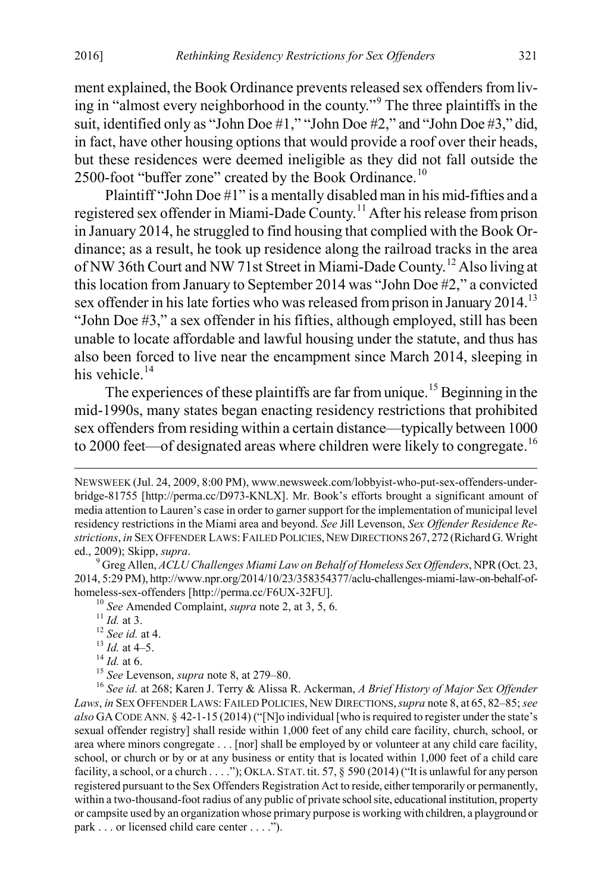ment explained, the Book Ordinance prevents released sex offenders from living in "almost every neighborhood in the county."[9] The three plaintiffs in the suit, identified only as "John Doe #1," "John Doe #2," and "John Doe #3," did, in fact, have other housing options that would provide a roof over their heads, but these residences were deemed ineligible as they did not fall outside the 2500-foot "buffer zone" created by the Book Ordinance.[10]

Plaintiff "John Doe #1" is a mentally disabled man in his mid-fifties and a registered sex offender in Miami-Dade County.[11] After his release from prison in January 2014, he struggled to find housing that complied with the Book Ordinance; as a result, he took up residence along the railroad tracks in the area of NW 36th Court and NW 71st Street in Miami-Dade County.[12] Also living at this location from January to September 2014 was "John Doe #2," a convicted sex offender in his late forties who was released from prison in January 2014.[13] "John Doe #3," a sex offender in his fifties, although employed, still has been unable to locate affordable and lawful housing under the statute, and thus has also been forced to live near the encampment since March 2014, sleeping in his vehicle.[14]

The experiences of these plaintiffs are far from unique.[15] Beginning in the mid-1990s, many states began enacting residency restrictions that prohibited sex offenders from residing within a certain distance—typically between 1000 to 2000 feet—of designated areas where children were likely to congregate.[16]

---

NEWSWEEK (Jul. 24, 2009, 8:00 PM), www.newsweek.com/lobbyist-who-put-sex-offenders-under-bridge-81755 [http://perma.cc/D973-KNLX]. Mr. Book's efforts brought a significant amount of media attention to Lauren's case in order to garner support for the implementation of municipal level residency restrictions in the Miami area and beyond. *See* Jill Levenson, *Sex Offender Residence Restrictions*, *in* SEX OFFENDER LAWS: FAILED POLICIES, NEW DIRECTIONS 267, 272 (Richard G. Wright ed., 2009); Skipp, *supra*.

[9] Greg Allen, *ACLU Challenges Miami Law on Behalf of Homeless Sex Offenders*, NPR (Oct. 23, 2014, 5:29 PM), http://www.npr.org/2014/10/23/358354377/aclu-challenges-miami-law-on-behalf-of-homeless-sex-offenders [http://perma.cc/F6UX-32FU].

[10] *See* Amended Complaint, *supra* note 2, at 3, 5, 6.

[11] *Id.* at 3.

[12] *See id.* at 4.

[13] *Id.* at 4–5.

[14] *Id.* at 6.

[15] *See* Levenson, *supra* note 8, at 279–80.

[16] *See id.* at 268; Karen J. Terry & Alissa R. Ackerman, *A Brief History of Major Sex Offender Laws*, *in* SEX OFFENDER LAWS: FAILED POLICIES, NEW DIRECTIONS, *supra* note 8, at 65, 82–85; *see also* GA CODE ANN. § 42-1-15 (2014) ("[N]o individual [who is required to register under the state's sexual offender registry] shall reside within 1,000 feet of any child care facility, church, school, or area where minors congregate . . . [nor] shall be employed by or volunteer at any child care facility, school, or church or by or at any business or entity that is located within 1,000 feet of a child care facility, a school, or a church . . . ."); OKLA. STAT. tit. 57, § 590 (2014) ("It is unlawful for any person registered pursuant to the Sex Offenders Registration Act to reside, either temporarily or permanently, within a two-thousand-foot radius of any public of private school site, educational institution, property or campsite used by an organization whose primary purpose is working with children, a playground or park . . . or licensed child care center . . . .").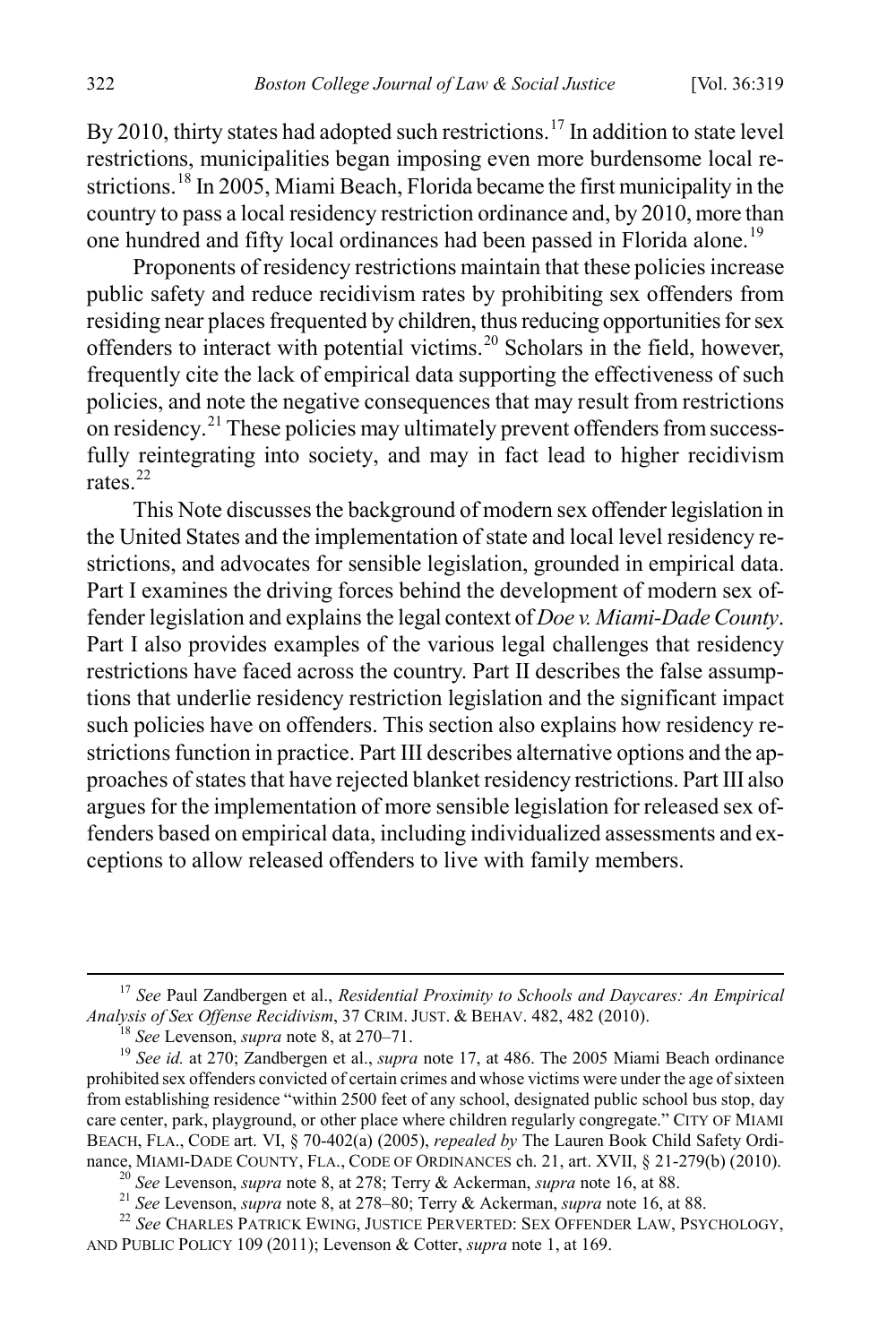By 2010, thirty states had adopted such restrictions.[17] In addition to state level restrictions, municipalities began imposing even more burdensome local restrictions.[18] In 2005, Miami Beach, Florida became the first municipality in the country to pass a local residency restriction ordinance and, by 2010, more than one hundred and fifty local ordinances had been passed in Florida alone.[19]

Proponents of residency restrictions maintain that these policies increase public safety and reduce recidivism rates by prohibiting sex offenders from residing near places frequented by children, thus reducing opportunities for sex offenders to interact with potential victims.[20] Scholars in the field, however, frequently cite the lack of empirical data supporting the effectiveness of such policies, and note the negative consequences that may result from restrictions on residency.[21] These policies may ultimately prevent offenders from successfully reintegrating into society, and may in fact lead to higher recidivism rates.[22]

This Note discusses the background of modern sex offender legislation in the United States and the implementation of state and local level residency restrictions, and advocates for sensible legislation, grounded in empirical data. Part I examines the driving forces behind the development of modern sex offender legislation and explains the legal context of *Doe v. Miami-Dade County*. Part I also provides examples of the various legal challenges that residency restrictions have faced across the country. Part II describes the false assumptions that underlie residency restriction legislation and the significant impact such policies have on offenders. This section also explains how residency restrictions function in practice. Part III describes alternative options and the approaches of states that have rejected blanket residency restrictions. Part III also argues for the implementation of more sensible legislation for released sex offenders based on empirical data, including individualized assessments and exceptions to allow released offenders to live with family members.

---

[17] *See* Paul Zandbergen et al., *Residential Proximity to Schools and Daycares: An Empirical Analysis of Sex Offense Recidivism*, 37 CRIM. JUST. & BEHAV. 482, 482 (2010).

[18] *See* Levenson, *supra* note 8, at 270–71.

[19] *See id.* at 270; Zandbergen et al., *supra* note 17, at 486. The 2005 Miami Beach ordinance prohibited sex offenders convicted of certain crimes and whose victims were under the age of sixteen from establishing residence "within 2500 feet of any school, designated public school bus stop, day care center, park, playground, or other place where children regularly congregate." CITY OF MIAMI BEACH, FLA., CODE art. VI, § 70-402(a) (2005), *repealed by* The Lauren Book Child Safety Ordinance, MIAMI-DADE COUNTY, FLA., CODE OF ORDINANCES ch. 21, art. XVII, § 21-279(b) (2010).

[20] *See* Levenson, *supra* note 8, at 278; Terry & Ackerman, *supra* note 16, at 88.

[21] *See* Levenson, *supra* note 8, at 278–80; Terry & Ackerman, *supra* note 16, at 88.

[22] *See* CHARLES PATRICK EWING, JUSTICE PERVERTED: SEX OFFENDER LAW, PSYCHOLOGY, AND PUBLIC POLICY 109 (2011); Levenson & Cotter, *supra* note 1, at 169.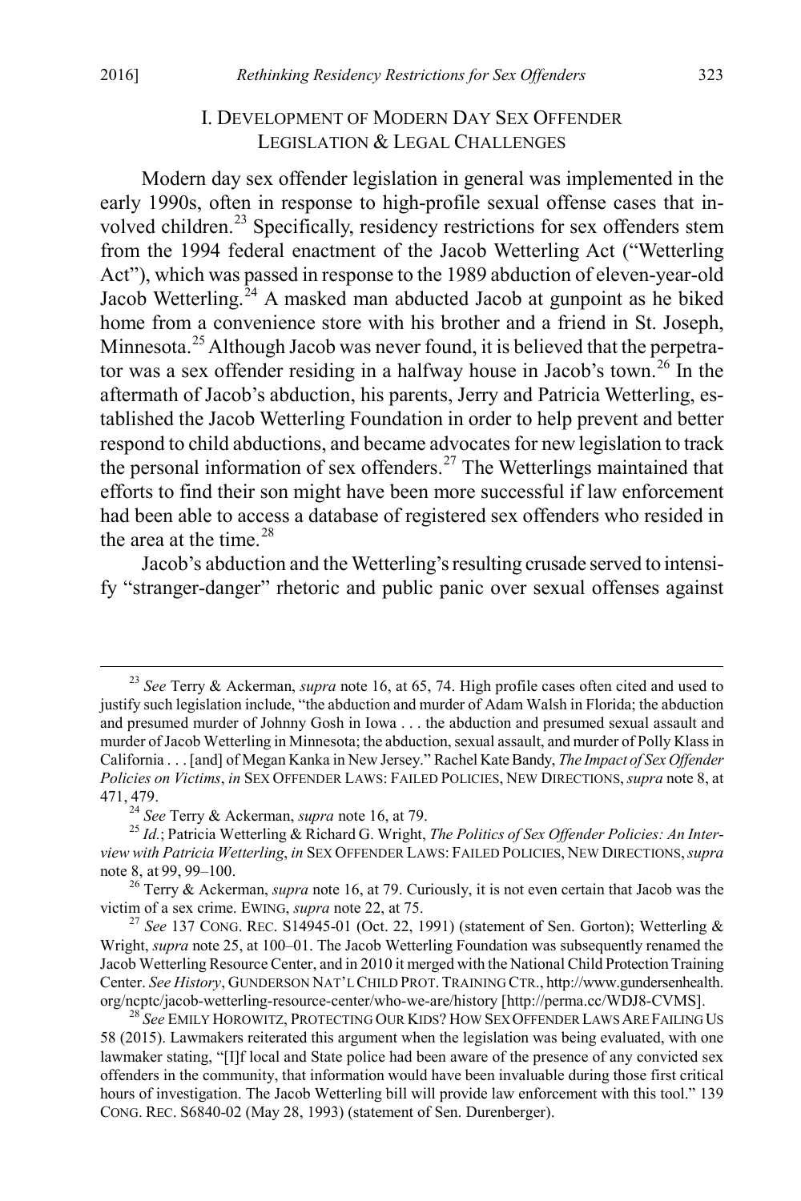## I. DEVELOPMENT OF MODERN DAY SEX OFFENDER LEGISLATION & LEGAL CHALLENGES

Modern day sex offender legislation in general was implemented in the early 1990s, often in response to high-profile sexual offense cases that involved children.[23] Specifically, residency restrictions for sex offenders stem from the 1994 federal enactment of the Jacob Wetterling Act ("Wetterling Act"), which was passed in response to the 1989 abduction of eleven-year-old Jacob Wetterling.[24] A masked man abducted Jacob at gunpoint as he biked home from a convenience store with his brother and a friend in St. Joseph, Minnesota.[25] Although Jacob was never found, it is believed that the perpetrator was a sex offender residing in a halfway house in Jacob's town.[26] In the aftermath of Jacob's abduction, his parents, Jerry and Patricia Wetterling, established the Jacob Wetterling Foundation in order to help prevent and better respond to child abductions, and became advocates for new legislation to track the personal information of sex offenders.[27] The Wetterlings maintained that efforts to find their son might have been more successful if law enforcement had been able to access a database of registered sex offenders who resided in the area at the time.[28]

Jacob's abduction and the Wetterling's resulting crusade served to intensify "stranger-danger" rhetoric and public panic over sexual offenses against

---

[23] *See* Terry & Ackerman, *supra* note 16, at 65, 74. High profile cases often cited and used to justify such legislation include, "the abduction and murder of Adam Walsh in Florida; the abduction and presumed murder of Johnny Gosh in Iowa . . . the abduction and presumed sexual assault and murder of Jacob Wetterling in Minnesota; the abduction, sexual assault, and murder of Polly Klass in California . . . [and] of Megan Kanka in New Jersey." Rachel Kate Bandy, *The Impact of Sex Offender Policies on Victims*, *in* SEX OFFENDER LAWS: FAILED POLICIES, NEW DIRECTIONS, *supra* note 8, at 471, 479.

[24] *See* Terry & Ackerman, *supra* note 16, at 79.

[25] *Id.*; Patricia Wetterling & Richard G. Wright, *The Politics of Sex Offender Policies: An Interview with Patricia Wetterling*, *in* SEX OFFENDER LAWS: FAILED POLICIES, NEW DIRECTIONS, *supra* note 8, at 99, 99–100.

[26] Terry & Ackerman, *supra* note 16, at 79. Curiously, it is not even certain that Jacob was the victim of a sex crime. EWING, *supra* note 22, at 75.

[27] *See* 137 CONG. REC. S14945-01 (Oct. 22, 1991) (statement of Sen. Gorton); Wetterling & Wright, *supra* note 25, at 100–01. The Jacob Wetterling Foundation was subsequently renamed the Jacob Wetterling Resource Center, and in 2010 it merged with the National Child Protection Training Center. *See History*, GUNDERSON NAT'L CHILD PROT. TRAINING CTR., http://www.gundersenhealth.org/ncptc/jacob-wetterling-resource-center/who-we-are/history [http://perma.cc/WDJ8-CVMS].

[28] *See* EMILY HOROWITZ, PROTECTING OUR KIDS? HOW SEX OFFENDER LAWS ARE FAILING US 58 (2015). Lawmakers reiterated this argument when the legislation was being evaluated, with one lawmaker stating, "[I]f local and State police had been aware of the presence of any convicted sex offenders in the community, that information would have been invaluable during those first critical hours of investigation. The Jacob Wetterling bill will provide law enforcement with this tool." 139 CONG. REC. S6840-02 (May 28, 1993) (statement of Sen. Durenberger).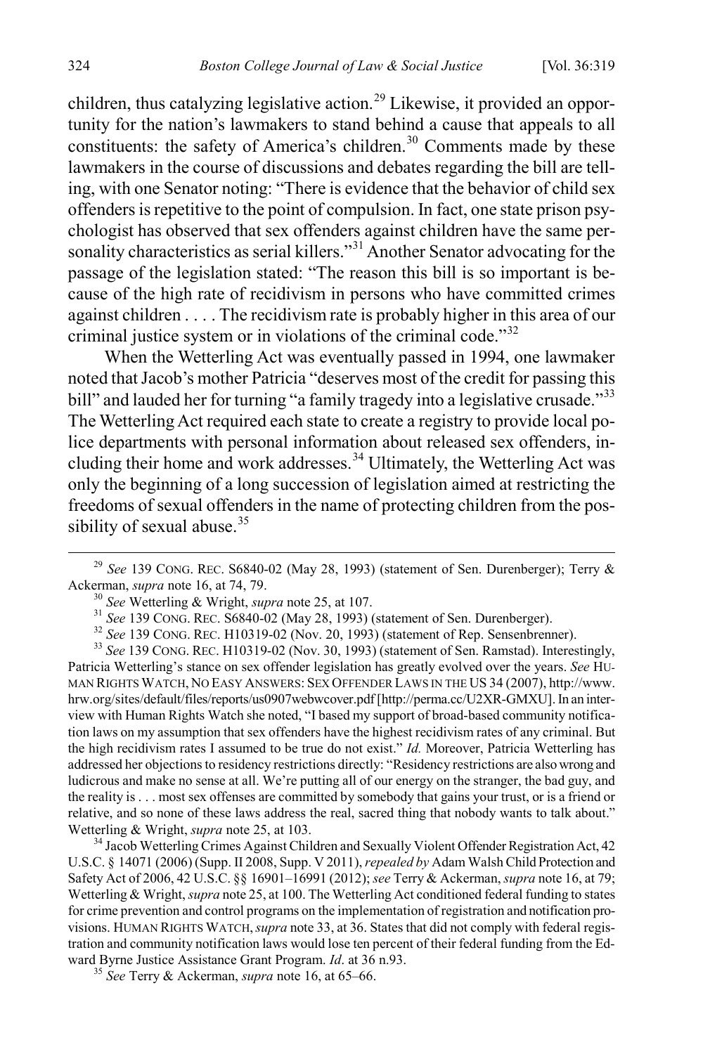children, thus catalyzing legislative action.[29] Likewise, it provided an opportunity for the nation's lawmakers to stand behind a cause that appeals to all constituents: the safety of America's children.[30] Comments made by these lawmakers in the course of discussions and debates regarding the bill are telling, with one Senator noting: "There is evidence that the behavior of child sex offenders is repetitive to the point of compulsion. In fact, one state prison psychologist has observed that sex offenders against children have the same personality characteristics as serial killers."[31] Another Senator advocating for the passage of the legislation stated: "The reason this bill is so important is because of the high rate of recidivism in persons who have committed crimes against children . . . . The recidivism rate is probably higher in this area of our criminal justice system or in violations of the criminal code."[32]

When the Wetterling Act was eventually passed in 1994, one lawmaker noted that Jacob's mother Patricia "deserves most of the credit for passing this bill" and lauded her for turning "a family tragedy into a legislative crusade."[33] The Wetterling Act required each state to create a registry to provide local police departments with personal information about released sex offenders, including their home and work addresses.[34] Ultimately, the Wetterling Act was only the beginning of a long succession of legislation aimed at restricting the freedoms of sexual offenders in the name of protecting children from the possibility of sexual abuse.[35]

---

[29] *See* 139 CONG. REC. S6840-02 (May 28, 1993) (statement of Sen. Durenberger); Terry & Ackerman, *supra* note 16, at 74, 79.

[30] *See* Wetterling & Wright, *supra* note 25, at 107.

[31] *See* 139 CONG. REC. S6840-02 (May 28, 1993) (statement of Sen. Durenberger).

[32] *See* 139 CONG. REC. H10319-02 (Nov. 20, 1993) (statement of Rep. Sensenbrenner).

[33] *See* 139 CONG. REC. H10319-02 (Nov. 30, 1993) (statement of Sen. Ramstad). Interestingly, Patricia Wetterling's stance on sex offender legislation has greatly evolved over the years. *See* HUMAN RIGHTS WATCH, NO EASY ANSWERS: SEX OFFENDER LAWS IN THE US 34 (2007), http://www.hrw.org/sites/default/files/reports/us0907webwcover.pdf [http://perma.cc/U2XR-GMXU]. In an interview with Human Rights Watch she noted, "I based my support of broad-based community notification laws on my assumption that sex offenders have the highest recidivism rates of any criminal. But the high recidivism rates I assumed to be true do not exist." *Id.* Moreover, Patricia Wetterling has addressed her objections to residency restrictions directly: "Residency restrictions are also wrong and ludicrous and make no sense at all. We're putting all of our energy on the stranger, the bad guy, and the reality is . . . most sex offenses are committed by somebody that gains your trust, or is a friend or relative, and so none of these laws address the real, sacred thing that nobody wants to talk about." Wetterling & Wright, *supra* note 25, at 103.

[34] Jacob Wetterling Crimes Against Children and Sexually Violent Offender Registration Act, 42 U.S.C. § 14071 (2006) (Supp. II 2008, Supp. V 2011), *repealed by* Adam Walsh Child Protection and Safety Act of 2006, 42 U.S.C. §§ 16901–16991 (2012); *see* Terry & Ackerman, *supra* note 16, at 79; Wetterling & Wright, *supra* note 25, at 100. The Wetterling Act conditioned federal funding to states for crime prevention and control programs on the implementation of registration and notification provisions. HUMAN RIGHTS WATCH, *supra* note 33, at 36. States that did not comply with federal registration and community notification laws would lose ten percent of their federal funding from the Edward Byrne Justice Assistance Grant Program. *Id.* at 36 n.93.

[35] *See* Terry & Ackerman, *supra* note 16, at 65–66.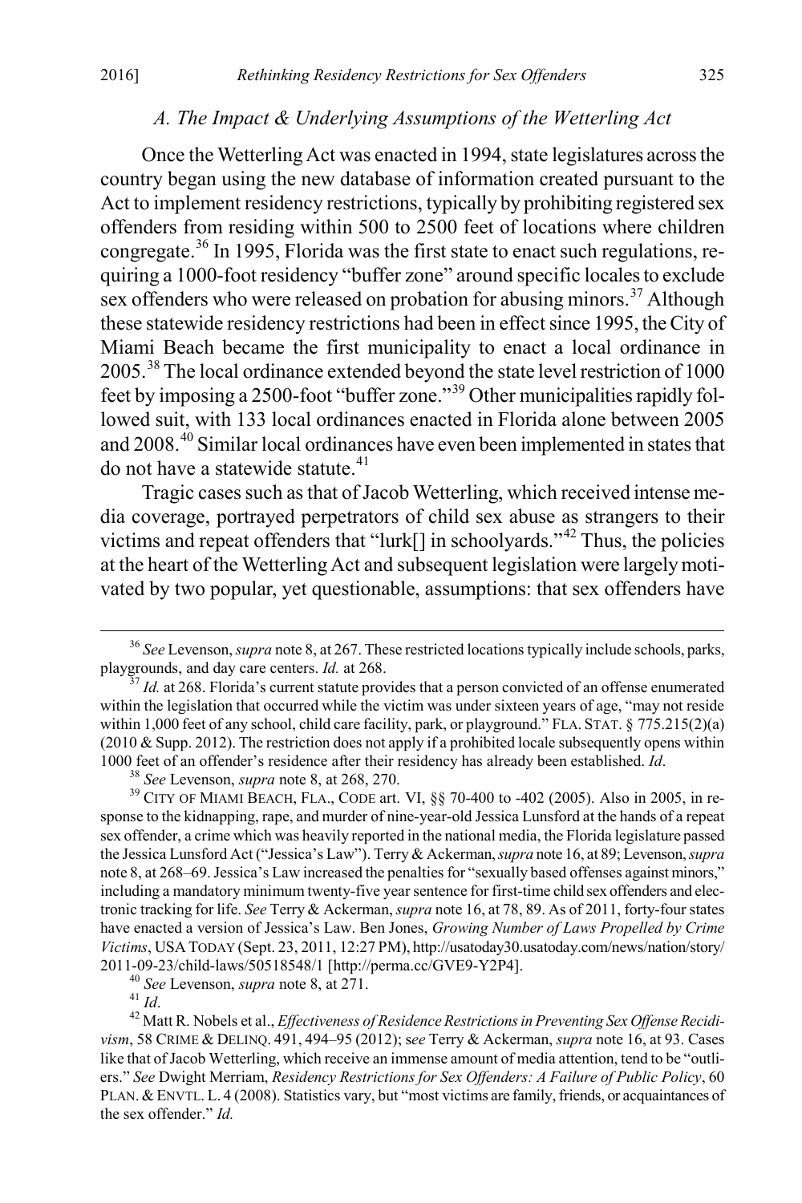### *A. The Impact & Underlying Assumptions of the Wetterling Act*

Once the Wetterling Act was enacted in 1994, state legislatures across the country began using the new database of information created pursuant to the Act to implement residency restrictions, typically by prohibiting registered sex offenders from residing within 500 to 2500 feet of locations where children congregate.[36] In 1995, Florida was the first state to enact such regulations, requiring a 1000-foot residency "buffer zone" around specific locales to exclude sex offenders who were released on probation for abusing minors.[37] Although these statewide residency restrictions had been in effect since 1995, the City of Miami Beach became the first municipality to enact a local ordinance in 2005.[38] The local ordinance extended beyond the state level restriction of 1000 feet by imposing a 2500-foot "buffer zone."[39] Other municipalities rapidly followed suit, with 133 local ordinances enacted in Florida alone between 2005 and 2008.[40] Similar local ordinances have even been implemented in states that do not have a statewide statute.[41]

Tragic cases such as that of Jacob Wetterling, which received intense media coverage, portrayed perpetrators of child sex abuse as strangers to their victims and repeat offenders that "lurk[] in schoolyards."[42] Thus, the policies at the heart of the Wetterling Act and subsequent legislation were largely motivated by two popular, yet questionable, assumptions: that sex offenders have

---

[36] *See* Levenson, *supra* note 8, at 267. These restricted locations typically include schools, parks, playgrounds, and day care centers. *Id.* at 268.

[37] *Id.* at 268. Florida's current statute provides that a person convicted of an offense enumerated within the legislation that occurred while the victim was under sixteen years of age, "may not reside within 1,000 feet of any school, child care facility, park, or playground." FLA. STAT. § 775.215(2)(a) (2010 & Supp. 2012). The restriction does not apply if a prohibited locale subsequently opens within 1000 feet of an offender's residence after their residency has already been established. *Id*.

[38] *See* Levenson, *supra* note 8, at 268, 270.

[39] CITY OF MIAMI BEACH, FLA., CODE art. VI, §§ 70-400 to -402 (2005). Also in 2005, in response to the kidnapping, rape, and murder of nine-year-old Jessica Lunsford at the hands of a repeat sex offender, a crime which was heavily reported in the national media, the Florida legislature passed the Jessica Lunsford Act ("Jessica's Law"). Terry & Ackerman, *supra* note 16, at 89; Levenson, *supra* note 8, at 268–69. Jessica's Law increased the penalties for "sexually based offenses against minors," including a mandatory minimum twenty-five year sentence for first-time child sex offenders and electronic tracking for life. *See* Terry & Ackerman, *supra* note 16, at 78, 89. As of 2011, forty-four states have enacted a version of Jessica's Law. Ben Jones, *Growing Number of Laws Propelled by Crime Victims*, USA TODAY (Sept. 23, 2011, 12:27 PM), http://usatoday30.usatoday.com/news/nation/story/2011-09-23/child-laws/50518548/1 [http://perma.cc/GVE9-Y2P4].

[40] *See* Levenson, *supra* note 8, at 271.

[41] *Id*.

[42] Matt R. Nobels et al., *Effectiveness of Residence Restrictions in Preventing Sex Offense Recidivism*, 58 CRIME & DELINQ. 491, 494–95 (2012); s*ee* Terry & Ackerman, *supra* note 16, at 93. Cases like that of Jacob Wetterling, which receive an immense amount of media attention, tend to be "outliers." *See* Dwight Merriam, *Residency Restrictions for Sex Offenders: A Failure of Public Policy*, 60 PLAN. & ENVTL. L. 4 (2008). Statistics vary, but "most victims are family, friends, or acquaintances of the sex offender." *Id.*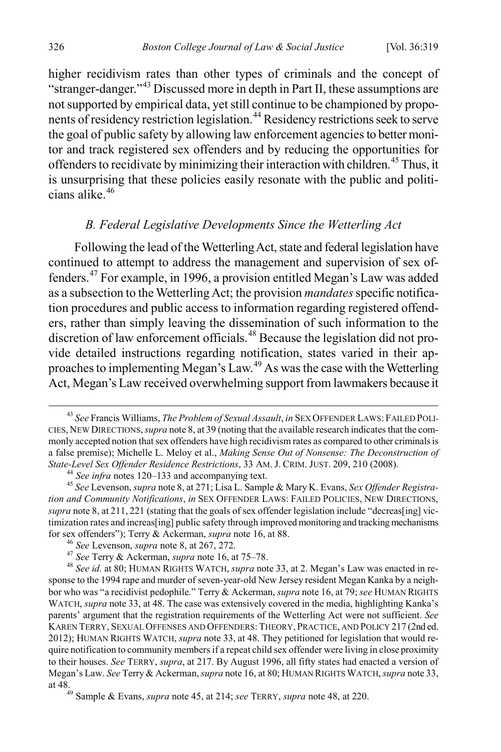higher recidivism rates than other types of criminals and the concept of "stranger-danger."[43] Discussed more in depth in Part II, these assumptions are not supported by empirical data, yet still continue to be championed by proponents of residency restriction legislation.[44] Residency restrictions seek to serve the goal of public safety by allowing law enforcement agencies to better monitor and track registered sex offenders and by reducing the opportunities for offenders to recidivate by minimizing their interaction with children.[45] Thus, it is unsurprising that these policies easily resonate with the public and politicians alike.[46]

### *B. Federal Legislative Developments Since the Wetterling Act*

Following the lead of the Wetterling Act, state and federal legislation have continued to attempt to address the management and supervision of sex offenders.[47] For example, in 1996, a provision entitled Megan's Law was added as a subsection to the Wetterling Act; the provision *mandates* specific notification procedures and public access to information regarding registered offenders, rather than simply leaving the dissemination of such information to the discretion of law enforcement officials.[48] Because the legislation did not provide detailed instructions regarding notification, states varied in their approaches to implementing Megan's Law.[49] As was the case with the Wetterling Act, Megan's Law received overwhelming support from lawmakers because it

---

[43] *See* Francis Williams, *The Problem of Sexual Assault*, *in* SEX OFFENDER LAWS: FAILED POLICIES, NEW DIRECTIONS, *supra* note 8, at 39 (noting that the available research indicates that the commonly accepted notion that sex offenders have high recidivism rates as compared to other criminals is a false premise); Michelle L. Meloy et al., *Making Sense Out of Nonsense: The Deconstruction of State-Level Sex Offender Residence Restrictions*, 33 AM. J. CRIM. JUST. 209, 210 (2008).

[44] *See infra* notes 120–133 and accompanying text.

[45] *See* Levenson, *supra* note 8, at 271; Lisa L. Sample & Mary K. Evans, *Sex Offender Registration and Community Notifications*, *in* SEX OFFENDER LAWS: FAILED POLICIES, NEW DIRECTIONS, *supra* note 8, at 211, 221 (stating that the goals of sex offender legislation include "decreas[ing] victimization rates and increas[ing] public safety through improved monitoring and tracking mechanisms for sex offenders"); Terry & Ackerman, *supra* note 16, at 88.

[46] *See* Levenson, *supra* note 8, at 267, 272.

[47] *See* Terry & Ackerman, *supra* note 16, at 75–78.

[48] *See id.* at 80; HUMAN RIGHTS WATCH, *supra* note 33, at 2. Megan's Law was enacted in response to the 1994 rape and murder of seven-year-old New Jersey resident Megan Kanka by a neighbor who was "a recidivist pedophile." Terry & Ackerman, *supra* note 16, at 79; *see* HUMAN RIGHTS WATCH, *supra* note 33, at 48. The case was extensively covered in the media, highlighting Kanka's parents' argument that the registration requirements of the Wetterling Act were not sufficient. *See* KAREN TERRY, SEXUAL OFFENSES AND OFFENDERS: THEORY, PRACTICE, AND POLICY 217 (2nd ed. 2012); HUMAN RIGHTS WATCH, *supra* note 33, at 48. They petitioned for legislation that would require notification to community members if a repeat child sex offender were living in close proximity to their houses. *See* TERRY, *supra*, at 217. By August 1996, all fifty states had enacted a version of Megan's Law. *See* Terry & Ackerman, *supra* note 16, at 80; HUMAN RIGHTS WATCH, *supra* note 33, at 48.

[49] Sample & Evans, *supra* note 45, at 214; *see* TERRY, *supra* note 48, at 220.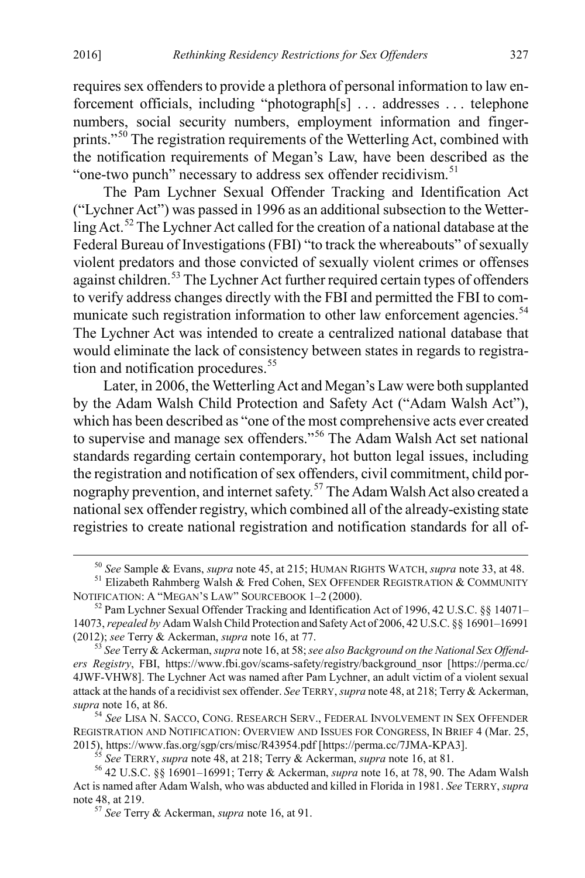requires sex offenders to provide a plethora of personal information to law enforcement officials, including "photograph[s] . . . addresses . . . telephone numbers, social security numbers, employment information and fingerprints."[50] The registration requirements of the Wetterling Act, combined with the notification requirements of Megan's Law, have been described as the "one-two punch" necessary to address sex offender recidivism.[51]

The Pam Lychner Sexual Offender Tracking and Identification Act ("Lychner Act") was passed in 1996 as an additional subsection to the Wetterling Act.[52] The Lychner Act called for the creation of a national database at the Federal Bureau of Investigations (FBI) "to track the whereabouts" of sexually violent predators and those convicted of sexually violent crimes or offenses against children.[53] The Lychner Act further required certain types of offenders to verify address changes directly with the FBI and permitted the FBI to communicate such registration information to other law enforcement agencies.[54] The Lychner Act was intended to create a centralized national database that would eliminate the lack of consistency between states in regards to registration and notification procedures.[55]

Later, in 2006, the Wetterling Act and Megan's Law were both supplanted by the Adam Walsh Child Protection and Safety Act ("Adam Walsh Act"), which has been described as "one of the most comprehensive acts ever created to supervise and manage sex offenders."[56] The Adam Walsh Act set national standards regarding certain contemporary, hot button legal issues, including the registration and notification of sex offenders, civil commitment, child pornography prevention, and internet safety.[57] The Adam Walsh Act also created a national sex offender registry, which combined all of the already-existing state registries to create national registration and notification standards for all of-

---

[50] *See* Sample & Evans, *supra* note 45, at 215; HUMAN RIGHTS WATCH, *supra* note 33, at 48.

[51] Elizabeth Rahmberg Walsh & Fred Cohen, SEX OFFENDER REGISTRATION & COMMUNITY NOTIFICATION: A "MEGAN'S LAW" SOURCEBOOK 1–2 (2000).

[52] Pam Lychner Sexual Offender Tracking and Identification Act of 1996, 42 U.S.C. §§ 14071–14073, *repealed by* Adam Walsh Child Protection and Safety Act of 2006, 42 U.S.C. §§ 16901–16991 (2012); *see* Terry & Ackerman, *supra* note 16, at 77.

[53] *See* Terry & Ackerman, *supra* note 16, at 58; *see also Background on the National Sex Offenders Registry*, FBI, https://www.fbi.gov/scams-safety/registry/background_nsor [https://perma.cc/4JWF-VHW8]. The Lychner Act was named after Pam Lychner, an adult victim of a violent sexual attack at the hands of a recidivist sex offender. *See* TERRY, *supra* note 48, at 218; Terry & Ackerman, *supra* note 16, at 86.

[54] *See* LISA N. SACCO, CONG. RESEARCH SERV., FEDERAL INVOLVEMENT IN SEX OFFENDER REGISTRATION AND NOTIFICATION: OVERVIEW AND ISSUES FOR CONGRESS, IN BRIEF 4 (Mar. 25, 2015), https://www.fas.org/sgp/crs/misc/R43954.pdf [https://perma.cc/7JMA-KPA3].

[55] *See* TERRY, *supra* note 48, at 218; Terry & Ackerman, *supra* note 16, at 81.

[56] 42 U.S.C. §§ 16901–16991; Terry & Ackerman, *supra* note 16, at 78, 90. The Adam Walsh Act is named after Adam Walsh, who was abducted and killed in Florida in 1981. *See* TERRY, *supra* note 48, at 219.

[57] *See* Terry & Ackerman, *supra* note 16, at 91.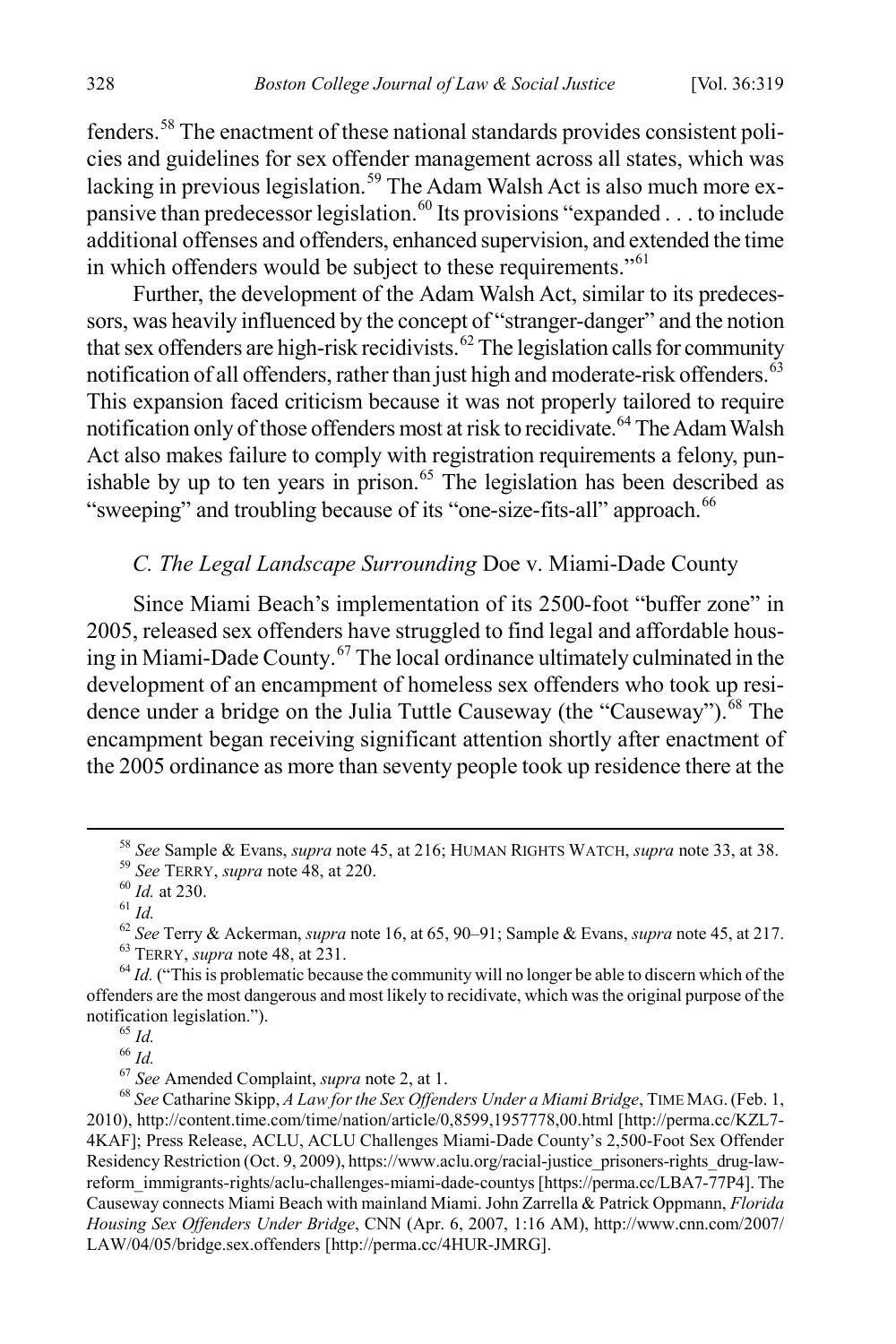fenders.[58] The enactment of these national standards provides consistent policies and guidelines for sex offender management across all states, which was lacking in previous legislation.[59] The Adam Walsh Act is also much more expansive than predecessor legislation.[60] Its provisions "expanded . . . to include additional offenses and offenders, enhanced supervision, and extended the time in which offenders would be subject to these requirements."[61]

Further, the development of the Adam Walsh Act, similar to its predecessors, was heavily influenced by the concept of "stranger-danger" and the notion that sex offenders are high-risk recidivists.[62] The legislation calls for community notification of all offenders, rather than just high and moderate-risk offenders.[63] This expansion faced criticism because it was not properly tailored to require notification only of those offenders most at risk to recidivate.[64] The Adam Walsh Act also makes failure to comply with registration requirements a felony, punishable by up to ten years in prison.[65] The legislation has been described as "sweeping" and troubling because of its "one-size-fits-all" approach.[66]

### C. The Legal Landscape Surrounding *Doe v. Miami-Dade County*

Since Miami Beach's implementation of its 2500-foot "buffer zone" in 2005, released sex offenders have struggled to find legal and affordable housing in Miami-Dade County.[67] The local ordinance ultimately culminated in the development of an encampment of homeless sex offenders who took up residence under a bridge on the Julia Tuttle Causeway (the "Causeway").[68] The encampment began receiving significant attention shortly after enactment of the 2005 ordinance as more than seventy people took up residence there at the

---

[58] *See* Sample & Evans, *supra* note 45, at 216; HUMAN RIGHTS WATCH, *supra* note 33, at 38.

[59] *See* TERRY, *supra* note 48, at 220.

[60] *Id.* at 230.

[61] *Id.*

[62] *See* Terry & Ackerman, *supra* note 16, at 65, 90–91; Sample & Evans, *supra* note 45, at 217.

[63] TERRY, *supra* note 48, at 231.

[64] *Id.* ("This is problematic because the community will no longer be able to discern which of the offenders are the most dangerous and most likely to recidivate, which was the original purpose of the notification legislation.").

[65] *Id.*

[66] *Id.*

[67] *See* Amended Complaint, *supra* note 2, at 1.

[68] *See* Catharine Skipp, *A Law for the Sex Offenders Under a Miami Bridge*, TIME MAG. (Feb. 1, 2010), http://content.time.com/time/nation/article/0,8599,1957778,00.html [http://perma.cc/KZL7-4KAF]; Press Release, ACLU, ACLU Challenges Miami-Dade County's 2,500-Foot Sex Offender Residency Restriction (Oct. 9, 2009), https://www.aclu.org/racial-justice_prisoners-rights_drug-law-reform_immigrants-rights/aclu-challenges-miami-dade-countys [https://perma.cc/LBA7-77P4]. The Causeway connects Miami Beach with mainland Miami. John Zarrella & Patrick Oppmann, *Florida Housing Sex Offenders Under Bridge*, CNN (Apr. 6, 2007, 1:16 AM), http://www.cnn.com/2007/LAW/04/05/bridge.sex.offenders [http://perma.cc/4HUR-JMRG].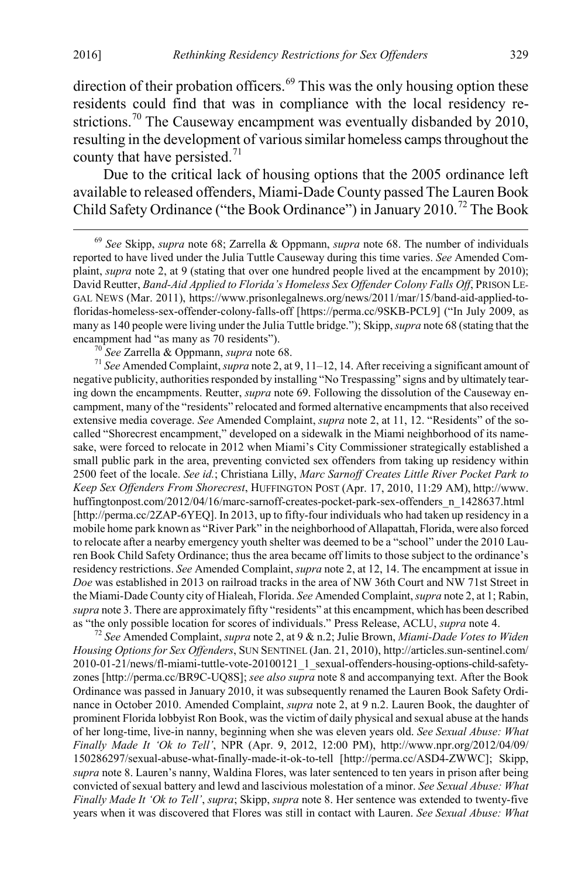direction of their probation officers.[69] This was the only housing option these residents could find that was in compliance with the local residency restrictions.[70] The Causeway encampment was eventually disbanded by 2010, resulting in the development of various similar homeless camps throughout the county that have persisted.[71]

Due to the critical lack of housing options that the 2005 ordinance left available to released offenders, Miami-Dade County passed The Lauren Book Child Safety Ordinance ("the Book Ordinance") in January 2010.[72] The Book

---

[69] *See* Skipp, *supra* note 68; Zarrella & Oppmann, *supra* note 68. The number of individuals reported to have lived under the Julia Tuttle Causeway during this time varies. *See* Amended Complaint, *supra* note 2, at 9 (stating that over one hundred people lived at the encampment by 2010); David Reutter, *Band-Aid Applied to Florida's Homeless Sex Offender Colony Falls Off*, PRISON LEGAL NEWS (Mar. 2011), https://www.prisonlegalnews.org/news/2011/mar/15/band-aid-applied-to-floridas-homeless-sex-offender-colony-falls-off [https://perma.cc/9SKB-PCL9] ("In July 2009, as many as 140 people were living under the Julia Tuttle bridge."); Skipp, *supra* note 68 (stating that the encampment had "as many as 70 residents").

[70] *See* Zarrella & Oppmann, *supra* note 68.

[71] *See* Amended Complaint, *supra* note 2, at 9, 11–12, 14. After receiving a significant amount of negative publicity, authorities responded by installing "No Trespassing" signs and by ultimately tearing down the encampments. Reutter, *supra* note 69. Following the dissolution of the Causeway encampment, many of the "residents" relocated and formed alternative encampments that also received extensive media coverage. *See* Amended Complaint, *supra* note 2, at 11, 12. "Residents" of the so-called "Shorecrest encampment," developed on a sidewalk in the Miami neighborhood of its namesake, were forced to relocate in 2012 when Miami's City Commissioner strategically established a small public park in the area, preventing convicted sex offenders from taking up residency within 2500 feet of the locale. *See id.*; Christiana Lilly, *Marc Sarnoff Creates Little River Pocket Park to Keep Sex Offenders From Shorecrest*, HUFFINGTON POST (Apr. 17, 2010, 11:29 AM), http://www.huffingtonpost.com/2012/04/16/marc-sarnoff-creates-pocket-park-sex-offenders_n_1428637.html [http://perma.cc/2ZAP-6YEQ]. In 2013, up to fifty-four individuals who had taken up residency in a mobile home park known as "River Park" in the neighborhood of Allapattah, Florida, were also forced to relocate after a nearby emergency youth shelter was deemed to be a "school" under the 2010 Lauren Book Child Safety Ordinance; thus the area became off limits to those subject to the ordinance's residency restrictions. *See* Amended Complaint, *supra* note 2, at 12, 14. The encampment at issue in *Doe* was established in 2013 on railroad tracks in the area of NW 36th Court and NW 71st Street in the Miami-Dade County city of Hialeah, Florida. *See* Amended Complaint, *supra* note 2, at 1; Rabin, *supra* note 3. There are approximately fifty "residents" at this encampment, which has been described as "the only possible location for scores of individuals." Press Release, ACLU, *supra* note 4.

[72] *See* Amended Complaint, *supra* note 2, at 9 & n.2; Julie Brown, *Miami-Dade Votes to Widen Housing Options for Sex Offenders*, SUN SENTINEL (Jan. 21, 2010), http://articles.sun-sentinel.com/2010-01-21/news/fl-miami-tuttle-vote-20100121_1_sexual-offenders-housing-options-child-safety-zones [http://perma.cc/BR9C-UQ8S]; *see also supra* note 8 and accompanying text. After the Book Ordinance was passed in January 2010, it was subsequently renamed the Lauren Book Safety Ordinance in October 2010. Amended Complaint, *supra* note 2, at 9 n.2. Lauren Book, the daughter of prominent Florida lobbyist Ron Book, was the victim of daily physical and sexual abuse at the hands of her long-time, live-in nanny, beginning when she was eleven years old. *See Sexual Abuse: What Finally Made It 'Ok to Tell'*, NPR (Apr. 9, 2012, 12:00 PM), http://www.npr.org/2012/04/09/150286297/sexual-abuse-what-finally-made-it-ok-to-tell [http://perma.cc/ASD4-ZWWC]; Skipp, *supra* note 8. Lauren's nanny, Waldina Flores, was later sentenced to ten years in prison after being convicted of sexual battery and lewd and lascivious molestation of a minor. *See Sexual Abuse: What Finally Made It 'Ok to Tell'*, *supra*; Skipp, *supra* note 8. Her sentence was extended to twenty-five years when it was discovered that Flores was still in contact with Lauren. *See Sexual Abuse: What*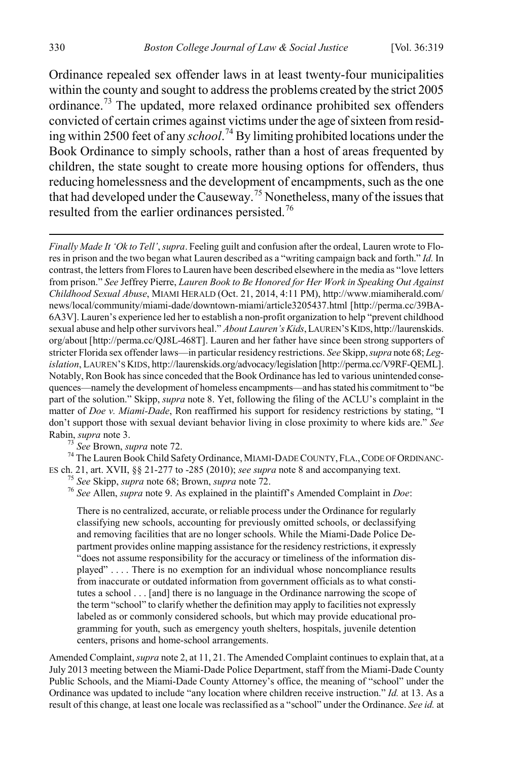Ordinance repealed sex offender laws in at least twenty-four municipalities within the county and sought to address the problems created by the strict 2005 ordinance.[73] The updated, more relaxed ordinance prohibited sex offenders convicted of certain crimes against victims under the age of sixteen from residing within 2500 feet of any *school*.[74] By limiting prohibited locations under the Book Ordinance to simply schools, rather than a host of areas frequented by children, the state sought to create more housing options for offenders, thus reducing homelessness and the development of encampments, such as the one that had developed under the Causeway.[75] Nonetheless, many of the issues that resulted from the earlier ordinances persisted.[76]

---

*Finally Made It 'Ok to Tell'*, *supra*. Feeling guilt and confusion after the ordeal, Lauren wrote to Flores in prison and the two began what Lauren described as a "writing campaign back and forth." *Id.* In contrast, the letters from Flores to Lauren have been described elsewhere in the media as "love letters from prison." *See* Jeffrey Pierre, *Lauren Book to Be Honored for Her Work in Speaking Out Against Childhood Sexual Abuse*, MIAMI HERALD (Oct. 21, 2014, 4:11 PM), http://www.miamiherald.com/news/local/community/miami-dade/downtown-miami/article3205437.html [http://perma.cc/39BA-6A3V]. Lauren's experience led her to establish a non-profit organization to help "prevent childhood sexual abuse and help other survivors heal." *About Lauren's Kids*, LAUREN'S KIDS, http://laurenskids.org/about [http://perma.cc/QJ8L-468T]. Lauren and her father have since been strong supporters of stricter Florida sex offender laws—in particular residency restrictions. *See* Skipp, *supra* note 68; *Legislation*, LAUREN'S KIDS, http://laurenskids.org/advocacy/legislation [http://perma.cc/V9RF-QEML]. Notably, Ron Book has since conceded that the Book Ordinance has led to various unintended consequences—namely the development of homeless encampments—and has stated his commitment to "be part of the solution." Skipp, *supra* note 8. Yet, following the filing of the ACLU's complaint in the matter of *Doe v. Miami-Dade*, Ron reaffirmed his support for residency restrictions by stating, "I don't support those with sexual deviant behavior living in close proximity to where kids are." *See* Rabin, *supra* note 3.

[73] *See* Brown, *supra* note 72.

[74] The Lauren Book Child Safety Ordinance, MIAMI-DADE COUNTY, FLA., CODE OF ORDINANCES ch. 21, art. XVII, §§ 21-277 to -285 (2010); *see supra* note 8 and accompanying text.

[75] *See* Skipp, *supra* note 68; Brown, *supra* note 72.

[76] *See* Allen, *supra* note 9. As explained in the plaintiff's Amended Complaint in *Doe*:

> There is no centralized, accurate, or reliable process under the Ordinance for regularly classifying new schools, accounting for previously omitted schools, or declassifying and removing facilities that are no longer schools. While the Miami-Dade Police Department provides online mapping assistance for the residency restrictions, it expressly "does not assume responsibility for the accuracy or timeliness of the information displayed" . . . . There is no exemption for an individual whose noncompliance results from inaccurate or outdated information from government officials as to what constitutes a school . . . [and] there is no language in the Ordinance narrowing the scope of the term "school" to clarify whether the definition may apply to facilities not expressly labeled as or commonly considered schools, but which may provide educational programming for youth, such as emergency youth shelters, hospitals, juvenile detention centers, prisons and home-school arrangements.

Amended Complaint, *supra* note 2, at 11, 21. The Amended Complaint continues to explain that, at a July 2013 meeting between the Miami-Dade Police Department, staff from the Miami-Dade County Public Schools, and the Miami-Dade County Attorney's office, the meaning of "school" under the Ordinance was updated to include "any location where children receive instruction." *Id.* at 13. As a result of this change, at least one locale was reclassified as a "school" under the Ordinance. *See id.* at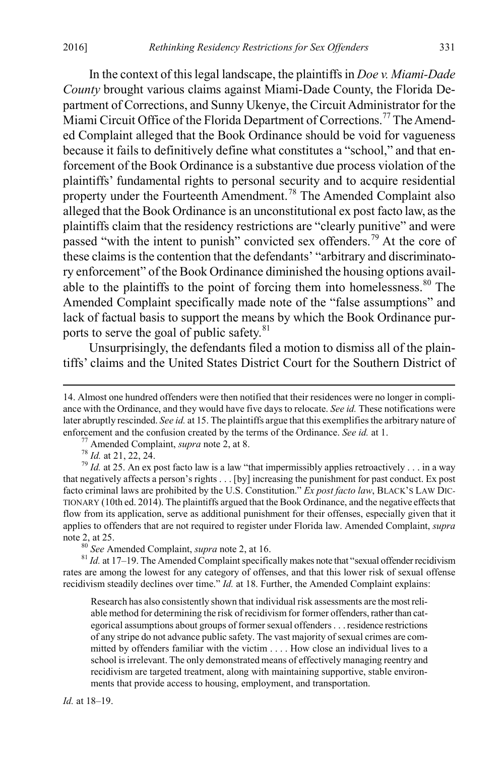In the context of this legal landscape, the plaintiffs in *Doe v. Miami-Dade County* brought various claims against Miami-Dade County, the Florida Department of Corrections, and Sunny Ukenye, the Circuit Administrator for the Miami Circuit Office of the Florida Department of Corrections.[77] The Amended Complaint alleged that the Book Ordinance should be void for vagueness because it fails to definitively define what constitutes a "school," and that enforcement of the Book Ordinance is a substantive due process violation of the plaintiffs' fundamental rights to personal security and to acquire residential property under the Fourteenth Amendment.[78] The Amended Complaint also alleged that the Book Ordinance is an unconstitutional ex post facto law, as the plaintiffs claim that the residency restrictions are "clearly punitive" and were passed "with the intent to punish" convicted sex offenders.[79] At the core of these claims is the contention that the defendants' "arbitrary and discriminatory enforcement" of the Book Ordinance diminished the housing options available to the plaintiffs to the point of forcing them into homelessness.[80] The Amended Complaint specifically made note of the "false assumptions" and lack of factual basis to support the means by which the Book Ordinance purports to serve the goal of public safety.[81]

Unsurprisingly, the defendants filed a motion to dismiss all of the plaintiffs' claims and the United States District Court for the Southern District of

---

14. Almost one hundred offenders were then notified that their residences were no longer in compliance with the Ordinance, and they would have five days to relocate. *See id.* These notifications were later abruptly rescinded. *See id.* at 15. The plaintiffs argue that this exemplifies the arbitrary nature of enforcement and the confusion created by the terms of the Ordinance. *See id.* at 1.

[77] Amended Complaint, *supra* note 2, at 8.

[78] *Id.* at 21, 22, 24.

[79] *Id.* at 25. An ex post facto law is a law "that impermissibly applies retroactively . . . in a way that negatively affects a person's rights . . . [by] increasing the punishment for past conduct. Ex post facto criminal laws are prohibited by the U.S. Constitution." *Ex post facto law*, BLACK'S LAW DICTIONARY (10th ed. 2014). The plaintiffs argued that the Book Ordinance, and the negative effects that flow from its application, serve as additional punishment for their offenses, especially given that it applies to offenders that are not required to register under Florida law. Amended Complaint, *supra* note 2, at 25.

[80] *See* Amended Complaint, *supra* note 2, at 16.

[81] *Id.* at 17–19. The Amended Complaint specifically makes note that "sexual offender recidivism rates are among the lowest for any category of offenses, and that this lower risk of sexual offense recidivism steadily declines over time." *Id.* at 18. Further, the Amended Complaint explains:

> Research has also consistently shown that individual risk assessments are the most reliable method for determining the risk of recidivism for former offenders, rather than categorical assumptions about groups of former sexual offenders . . . residence restrictions of any stripe do not advance public safety. The vast majority of sexual crimes are committed by offenders familiar with the victim . . . . How close an individual lives to a school is irrelevant. The only demonstrated means of effectively managing reentry and recidivism are targeted treatment, along with maintaining supportive, stable environments that provide access to housing, employment, and transportation.

*Id.* at 18–19.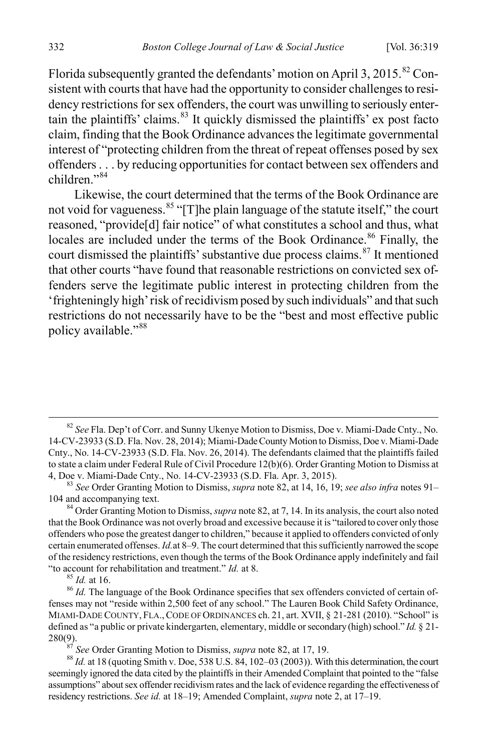Florida subsequently granted the defendants' motion on April 3, 2015.[82] Consistent with courts that have had the opportunity to consider challenges to residency restrictions for sex offenders, the court was unwilling to seriously entertain the plaintiffs' claims.[83] It quickly dismissed the plaintiffs' ex post facto claim, finding that the Book Ordinance advances the legitimate governmental interest of "protecting children from the threat of repeat offenses posed by sex offenders . . . by reducing opportunities for contact between sex offenders and children."[84]

Likewise, the court determined that the terms of the Book Ordinance are not void for vagueness.[85] "[T]he plain language of the statute itself," the court reasoned, "provide[d] fair notice" of what constitutes a school and thus, what locales are included under the terms of the Book Ordinance.[86] Finally, the court dismissed the plaintiffs' substantive due process claims.[87] It mentioned that other courts "have found that reasonable restrictions on convicted sex offenders serve the legitimate public interest in protecting children from the 'frighteningly high' risk of recidivism posed by such individuals" and that such restrictions do not necessarily have to be the "best and most effective public policy available."[88]

---

[82] *See* Fla. Dep't of Corr. and Sunny Ukenye Motion to Dismiss, Doe v. Miami-Dade Cnty., No. 14-CV-23933 (S.D. Fla. Nov. 28, 2014); Miami-Dade County Motion to Dismiss, Doe v. Miami-Dade Cnty., No. 14-CV-23933 (S.D. Fla. Nov. 26, 2014). The defendants claimed that the plaintiffs failed to state a claim under Federal Rule of Civil Procedure 12(b)(6). Order Granting Motion to Dismiss at 4, Doe v. Miami-Dade Cnty., No. 14-CV-23933 (S.D. Fla. Apr. 3, 2015).

[83] *See* Order Granting Motion to Dismiss, *supra* note 82, at 14, 16, 19; *see also infra* notes 91–104 and accompanying text.

[84] Order Granting Motion to Dismiss, *supra* note 82, at 7, 14. In its analysis, the court also noted that the Book Ordinance was not overly broad and excessive because it is "tailored to cover only those offenders who pose the greatest danger to children," because it applied to offenders convicted of only certain enumerated offenses. *Id.* at 8–9. The court determined that this sufficiently narrowed the scope of the residency restrictions, even though the terms of the Book Ordinance apply indefinitely and fail "to account for rehabilitation and treatment." *Id.* at 8.

[85] *Id.* at 16.

[86] *Id.* The language of the Book Ordinance specifies that sex offenders convicted of certain offenses may not "reside within 2,500 feet of any school." The Lauren Book Child Safety Ordinance, MIAMI-DADE COUNTY, FLA., CODE OF ORDINANCES ch. 21, art. XVII, § 21-281 (2010). "School" is defined as "a public or private kindergarten, elementary, middle or secondary (high) school." *Id.* § 21-280(9).

[87] *See* Order Granting Motion to Dismiss, *supra* note 82, at 17, 19.

[88] *Id.* at 18 (quoting Smith v. Doe, 538 U.S. 84, 102–03 (2003)). With this determination, the court seemingly ignored the data cited by the plaintiffs in their Amended Complaint that pointed to the "false assumptions" about sex offender recidivism rates and the lack of evidence regarding the effectiveness of residency restrictions. *See id.* at 18–19; Amended Complaint, *supra* note 2, at 17–19.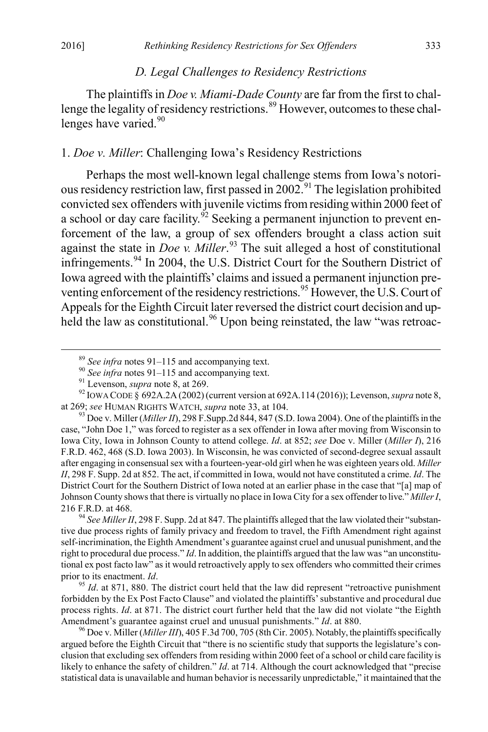### D. Legal Challenges to Residency Restrictions

The plaintiffs in *Doe v. Miami-Dade County* are far from the first to challenge the legality of residency restrictions.[89] However, outcomes to these challenges have varied.[90]

#### 1. *Doe v. Miller*: Challenging Iowa's Residency Restrictions

Perhaps the most well-known legal challenge stems from Iowa's notorious residency restriction law, first passed in 2002.[91] The legislation prohibited convicted sex offenders with juvenile victims from residing within 2000 feet of a school or day care facility.[92] Seeking a permanent injunction to prevent enforcement of the law, a group of sex offenders brought a class action suit against the state in *Doe v. Miller*.[93] The suit alleged a host of constitutional infringements.[94] In 2004, the U.S. District Court for the Southern District of Iowa agreed with the plaintiffs' claims and issued a permanent injunction preventing enforcement of the residency restrictions.[95] However, the U.S. Court of Appeals for the Eighth Circuit later reversed the district court decision and upheld the law as constitutional.[96] Upon being reinstated, the law "was retroac-

---

[89] *See infra* notes 91–115 and accompanying text.

[90] *See infra* notes 91–115 and accompanying text.

[91] Levenson, *supra* note 8, at 269.

[92] IOWA CODE § 692A.2A (2002) (current version at 692A.114 (2016)); Levenson, *supra* note 8, at 269; *see* HUMAN RIGHTS WATCH, *supra* note 33, at 104.

[93] Doe v. Miller (*Miller II*), 298 F.Supp.2d 844, 847 (S.D. Iowa 2004). One of the plaintiffs in the case, "John Doe 1," was forced to register as a sex offender in Iowa after moving from Wisconsin to Iowa City, Iowa in Johnson County to attend college. *Id*. at 852; *see* Doe v. Miller (*Miller I*), 216 F.R.D. 462, 468 (S.D. Iowa 2003). In Wisconsin, he was convicted of second-degree sexual assault after engaging in consensual sex with a fourteen-year-old girl when he was eighteen years old. *Miller II*, 298 F. Supp. 2d at 852. The act, if committed in Iowa, would not have constituted a crime. *Id*. The District Court for the Southern District of Iowa noted at an earlier phase in the case that "[a] map of Johnson County shows that there is virtually no place in Iowa City for a sex offender to live." *Miller I*, 216 F.R.D. at 468.

[94] *See Miller II*, 298 F. Supp. 2d at 847. The plaintiffs alleged that the law violated their "substantive due process rights of family privacy and freedom to travel, the Fifth Amendment right against self-incrimination, the Eighth Amendment's guarantee against cruel and unusual punishment, and the right to procedural due process." *Id*. In addition, the plaintiffs argued that the law was "an unconstitutional ex post facto law" as it would retroactively apply to sex offenders who committed their crimes prior to its enactment. *Id*.

[95] *Id*. at 871, 880. The district court held that the law did represent "retroactive punishment forbidden by the Ex Post Facto Clause" and violated the plaintiffs' substantive and procedural due process rights. *Id*. at 871. The district court further held that the law did not violate "the Eighth Amendment's guarantee against cruel and unusual punishments." *Id*. at 880.

[96] Doe v. Miller (*Miller III*), 405 F.3d 700, 705 (8th Cir. 2005). Notably, the plaintiffs specifically argued before the Eighth Circuit that "there is no scientific study that supports the legislature's conclusion that excluding sex offenders from residing within 2000 feet of a school or child care facility is likely to enhance the safety of children." *Id*. at 714. Although the court acknowledged that "precise statistical data is unavailable and human behavior is necessarily unpredictable," it maintained that the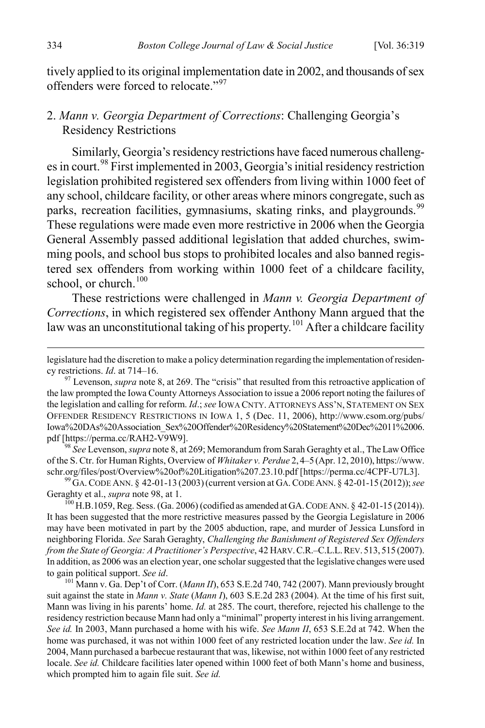tively applied to its original implementation date in 2002, and thousands of sex offenders were forced to relocate."[97]

### 2. *Mann v. Georgia Department of Corrections*: Challenging Georgia's Residency Restrictions

Similarly, Georgia's residency restrictions have faced numerous challenges in court.[98] First implemented in 2003, Georgia's initial residency restriction legislation prohibited registered sex offenders from living within 1000 feet of any school, childcare facility, or other areas where minors congregate, such as parks, recreation facilities, gymnasiums, skating rinks, and playgrounds.[99] These regulations were made even more restrictive in 2006 when the Georgia General Assembly passed additional legislation that added churches, swimming pools, and school bus stops to prohibited locales and also banned registered sex offenders from working within 1000 feet of a childcare facility, school, or church.[100]

These restrictions were challenged in *Mann v. Georgia Department of Corrections*, in which registered sex offender Anthony Mann argued that the law was an unconstitutional taking of his property.[101] After a childcare facility

---

legislature had the discretion to make a policy determination regarding the implementation of residency restrictions. *Id*. at 714–16.

[97] Levenson, *supra* note 8, at 269. The "crisis" that resulted from this retroactive application of the law prompted the Iowa County Attorneys Association to issue a 2006 report noting the failures of the legislation and calling for reform. *Id*.; *see* IOWA CNTY. ATTORNEYS ASS'N, STATEMENT ON SEX OFFENDER RESIDENCY RESTRICTIONS IN IOWA 1, 5 (Dec. 11, 2006), http://www.csom.org/pubs/Iowa%20DAs%20Association_Sex%20Offender%20Residency%20Statement%20Dec%2011%2006.pdf [https://perma.cc/RAH2-V9W9].

[98] *See* Levenson, *supra* note 8, at 269; Memorandum from Sarah Geraghty et al., The Law Office of the S. Ctr. for Human Rights, Overview of *Whitaker v. Perdue* 2, 4–5 (Apr. 12, 2010), https://www.schr.org/files/post/Overview%20of%20Litigation%207.23.10.pdf [https://perma.cc/4CPF-U7L3].

[99] GA. CODE ANN. § 42-01-13 (2003) (current version at GA. CODE ANN. § 42-01-15 (2012)); *see* Geraghty et al., *supra* note 98, at 1.

[100] H.B.1059, Reg. Sess. (Ga. 2006) (codified as amended at GA. CODE ANN. § 42-01-15 (2014)). It has been suggested that the more restrictive measures passed by the Georgia Legislature in 2006 may have been motivated in part by the 2005 abduction, rape, and murder of Jessica Lunsford in neighboring Florida. *See* Sarah Geraghty, *Challenging the Banishment of Registered Sex Offenders from the State of Georgia: A Practitioner's Perspective*, 42 HARV. C.R.–C.L.L. REV. 513, 515 (2007). In addition, as 2006 was an election year, one scholar suggested that the legislative changes were used to gain political support. *See id*.

[101] Mann v. Ga. Dep't of Corr. (*Mann II*), 653 S.E.2d 740, 742 (2007). Mann previously brought suit against the state in *Mann v. State* (*Mann I*), 603 S.E.2d 283 (2004). At the time of his first suit, Mann was living in his parents' home. *Id.* at 285. The court, therefore, rejected his challenge to the residency restriction because Mann had only a "minimal" property interest in his living arrangement. *See id.* In 2003, Mann purchased a home with his wife. *See Mann II*, 653 S.E.2d at 742. When the home was purchased, it was not within 1000 feet of any restricted location under the law. *See id.* In 2004, Mann purchased a barbecue restaurant that was, likewise, not within 1000 feet of any restricted locale. *See id.* Childcare facilities later opened within 1000 feet of both Mann's home and business, which prompted him to again file suit. *See id.*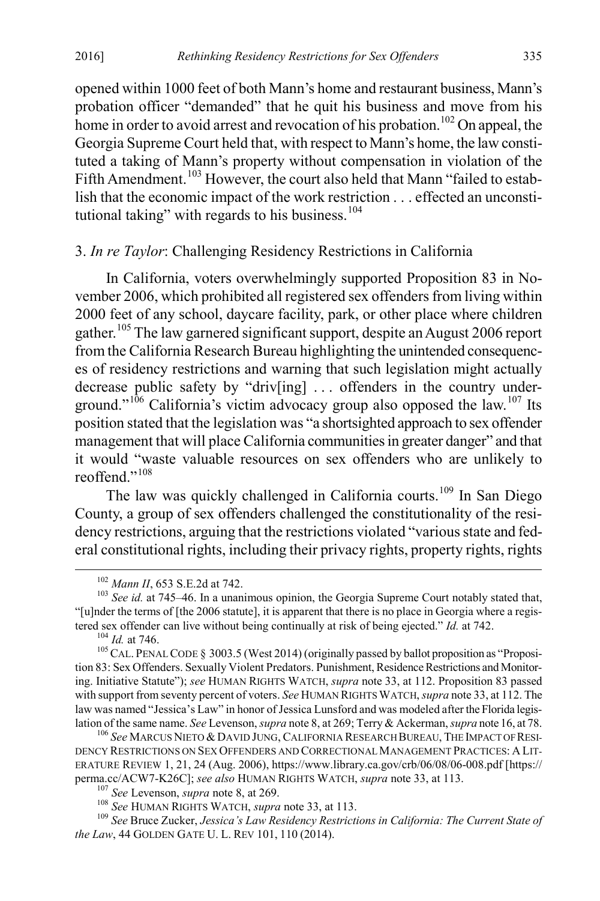opened within 1000 feet of both Mann's home and restaurant business, Mann's probation officer "demanded" that he quit his business and move from his home in order to avoid arrest and revocation of his probation.[102] On appeal, the Georgia Supreme Court held that, with respect to Mann's home, the law constituted a taking of Mann's property without compensation in violation of the Fifth Amendment.[103] However, the court also held that Mann "failed to establish that the economic impact of the work restriction . . . effected an unconstitutional taking" with regards to his business.[104]

### 3. *In re Taylor*: Challenging Residency Restrictions in California

In California, voters overwhelmingly supported Proposition 83 in November 2006, which prohibited all registered sex offenders from living within 2000 feet of any school, daycare facility, park, or other place where children gather.[105] The law garnered significant support, despite an August 2006 report from the California Research Bureau highlighting the unintended consequences of residency restrictions and warning that such legislation might actually decrease public safety by "driv[ing] . . . offenders in the country underground."[106] California's victim advocacy group also opposed the law.[107] Its position stated that the legislation was "a shortsighted approach to sex offender management that will place California communities in greater danger" and that it would "waste valuable resources on sex offenders who are unlikely to reoffend."[108]

The law was quickly challenged in California courts.[109] In San Diego County, a group of sex offenders challenged the constitutionality of the residency restrictions, arguing that the restrictions violated "various state and federal constitutional rights, including their privacy rights, property rights, rights

---

[102] *Mann II*, 653 S.E.2d at 742.

[103] *See id.* at 745–46. In a unanimous opinion, the Georgia Supreme Court notably stated that, "[u]nder the terms of [the 2006 statute], it is apparent that there is no place in Georgia where a registered sex offender can live without being continually at risk of being ejected." *Id.* at 742.

[104] *Id.* at 746.

[105] CAL. PENAL CODE § 3003.5 (West 2014) (originally passed by ballot proposition as "Proposition 83: Sex Offenders. Sexually Violent Predators. Punishment, Residence Restrictions and Monitoring. Initiative Statute"); *see* HUMAN RIGHTS WATCH, *supra* note 33, at 112. Proposition 83 passed with support from seventy percent of voters. *See* HUMAN RIGHTS WATCH, *supra* note 33, at 112. The law was named "Jessica's Law" in honor of Jessica Lunsford and was modeled after the Florida legislation of the same name. *See* Levenson, *supra* note 8, at 269; Terry & Ackerman, *supra* note 16, at 78.

[106] *See* MARCUS NIETO & DAVID JUNG, CALIFORNIA RESEARCH BUREAU, THE IMPACT OF RESIDENCY RESTRICTIONS ON SEX OFFENDERS AND CORRECTIONAL MANAGEMENT PRACTICES: A LITERATURE REVIEW 1, 21, 24 (Aug. 2006), https://www.library.ca.gov/crb/06/08/06-008.pdf [https://perma.cc/ACW7-K26C]; *see also* HUMAN RIGHTS WATCH, *supra* note 33, at 113.

[107] *See* Levenson, *supra* note 8, at 269.

[108] *See* HUMAN RIGHTS WATCH, *supra* note 33, at 113.

[109] *See* Bruce Zucker, *Jessica's Law Residency Restrictions in California: The Current State of the Law*, 44 GOLDEN GATE U. L. REV 101, 110 (2014).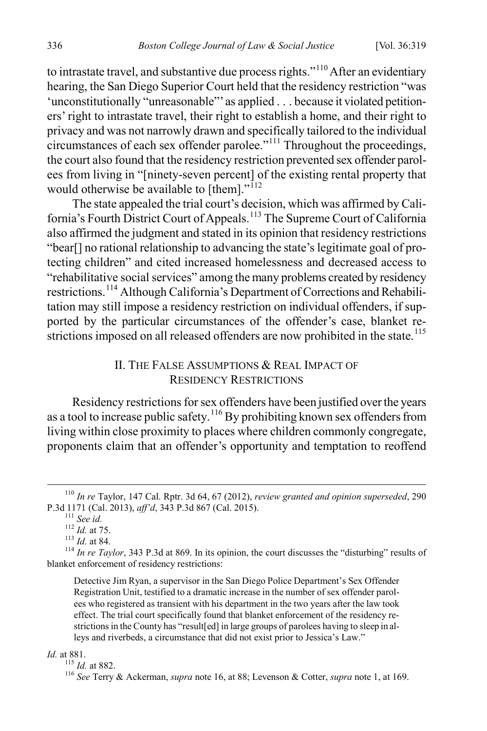to intrastate travel, and substantive due process rights."[110] After an evidentiary hearing, the San Diego Superior Court held that the residency restriction "was 'unconstitutionally "unreasonable"' as applied . . . because it violated petitioners' right to intrastate travel, their right to establish a home, and their right to privacy and was not narrowly drawn and specifically tailored to the individual circumstances of each sex offender parolee."[111] Throughout the proceedings, the court also found that the residency restriction prevented sex offender parolees from living in "[ninety-seven percent] of the existing rental property that would otherwise be available to [them]."[112]

The state appealed the trial court's decision, which was affirmed by California's Fourth District Court of Appeals.[113] The Supreme Court of California also affirmed the judgment and stated in its opinion that residency restrictions "bear[] no rational relationship to advancing the state's legitimate goal of protecting children" and cited increased homelessness and decreased access to "rehabilitative social services" among the many problems created by residency restrictions.[114] Although California's Department of Corrections and Rehabilitation may still impose a residency restriction on individual offenders, if supported by the particular circumstances of the offender's case, blanket restrictions imposed on all released offenders are now prohibited in the state.[115]

## II. THE FALSE ASSUMPTIONS & REAL IMPACT OF RESIDENCY RESTRICTIONS

Residency restrictions for sex offenders have been justified over the years as a tool to increase public safety.[116] By prohibiting known sex offenders from living within close proximity to places where children commonly congregate, proponents claim that an offender's opportunity and temptation to reoffend

---

[110] *In re* Taylor, 147 Cal. Rptr. 3d 64, 67 (2012), *review granted and opinion superseded*, 290 P.3d 1171 (Cal. 2013), *aff'd*, 343 P.3d 867 (Cal. 2015).

[111] *See id.*

[112] *Id.* at 75.

[113] *Id.* at 84.

[114] *In re Taylor*, 343 P.3d at 869. In its opinion, the court discusses the "disturbing" results of blanket enforcement of residency restrictions:

> Detective Jim Ryan, a supervisor in the San Diego Police Department's Sex Offender Registration Unit, testified to a dramatic increase in the number of sex offender parolees who registered as transient with his department in the two years after the law took effect. The trial court specifically found that blanket enforcement of the residency restrictions in the County has "result[ed] in large groups of parolees having to sleep in alleys and riverbeds, a circumstance that did not exist prior to Jessica's Law."

*Id.* at 881.

[115] *Id.* at 882.

[116] *See* Terry & Ackerman, *supra* note 16, at 88; Levenson & Cotter, *supra* note 1, at 169.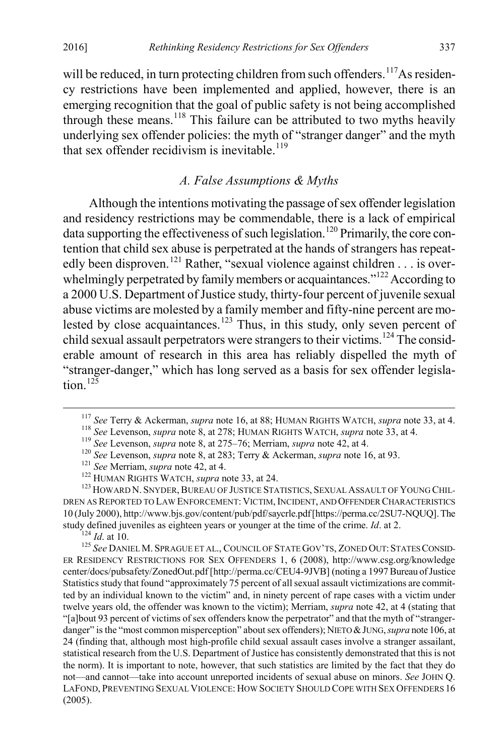will be reduced, in turn protecting children from such offenders.[117] As residency restrictions have been implemented and applied, however, there is an emerging recognition that the goal of public safety is not being accomplished through these means.[118] This failure can be attributed to two myths heavily underlying sex offender policies: the myth of "stranger danger" and the myth that sex offender recidivism is inevitable.[119]

### *A. False Assumptions & Myths*

Although the intentions motivating the passage of sex offender legislation and residency restrictions may be commendable, there is a lack of empirical data supporting the effectiveness of such legislation.[120] Primarily, the core contention that child sex abuse is perpetrated at the hands of strangers has repeatedly been disproven.[121] Rather, "sexual violence against children . . . is overwhelmingly perpetrated by family members or acquaintances."[122] According to a 2000 U.S. Department of Justice study, thirty-four percent of juvenile sexual abuse victims are molested by a family member and fifty-nine percent are molested by close acquaintances.[123] Thus, in this study, only seven percent of child sexual assault perpetrators were strangers to their victims.[124] The considerable amount of research in this area has reliably dispelled the myth of "stranger-danger," which has long served as a basis for sex offender legislation.[125]

---

[117] *See* Terry & Ackerman, *supra* note 16, at 88; HUMAN RIGHTS WATCH, *supra* note 33, at 4.

[118] *See* Levenson, *supra* note 8, at 278; HUMAN RIGHTS WATCH, *supra* note 33, at 4.

[119] *See* Levenson, *supra* note 8, at 275–76; Merriam, *supra* note 42, at 4.

[120] *See* Levenson, *supra* note 8, at 283; Terry & Ackerman, *supra* note 16, at 93.

[121] *See* Merriam, *supra* note 42, at 4.

[122] HUMAN RIGHTS WATCH, *supra* note 33, at 24.

[123] HOWARD N. SNYDER, BUREAU OF JUSTICE STATISTICS, SEXUAL ASSAULT OF YOUNG CHILDREN AS REPORTED TO LAW ENFORCEMENT: VICTIM, INCIDENT, AND OFFENDER CHARACTERISTICS 10 (July 2000), http://www.bjs.gov/content/pub/pdf/saycrle.pdf [https://perma.cc/2SU7-NQUQ]. The study defined juveniles as eighteen years or younger at the time of the crime. *Id*. at 2.

[124] *Id*. at 10.

[125] *See* DANIEL M. SPRAGUE ET AL., COUNCIL OF STATE GOV'TS, ZONED OUT: STATES CONSIDER RESIDENCY RESTRICTIONS FOR SEX OFFENDERS 1, 6 (2008), http://www.csg.org/knowledgecenter/docs/pubsafety/ZonedOut.pdf [http://perma.cc/CEU4-9JVB] (noting a 1997 Bureau of Justice Statistics study that found "approximately 75 percent of all sexual assault victimizations are committed by an individual known to the victim" and, in ninety percent of rape cases with a victim under twelve years old, the offender was known to the victim); Merriam, *supra* note 42, at 4 (stating that "[a]bout 93 percent of victims of sex offenders know the perpetrator" and that the myth of "stranger-danger" is the "most common misperception" about sex offenders); NIETO & JUNG, *supra* note 106, at 24 (finding that, although most high-profile child sexual assault cases involve a stranger assailant, statistical research from the U.S. Department of Justice has consistently demonstrated that this is not the norm). It is important to note, however, that such statistics are limited by the fact that they do not—and cannot—take into account unreported incidents of sexual abuse on minors. *See* JOHN Q. LAFOND, PREVENTING SEXUAL VIOLENCE: HOW SOCIETY SHOULD COPE WITH SEX OFFENDERS 16 (2005).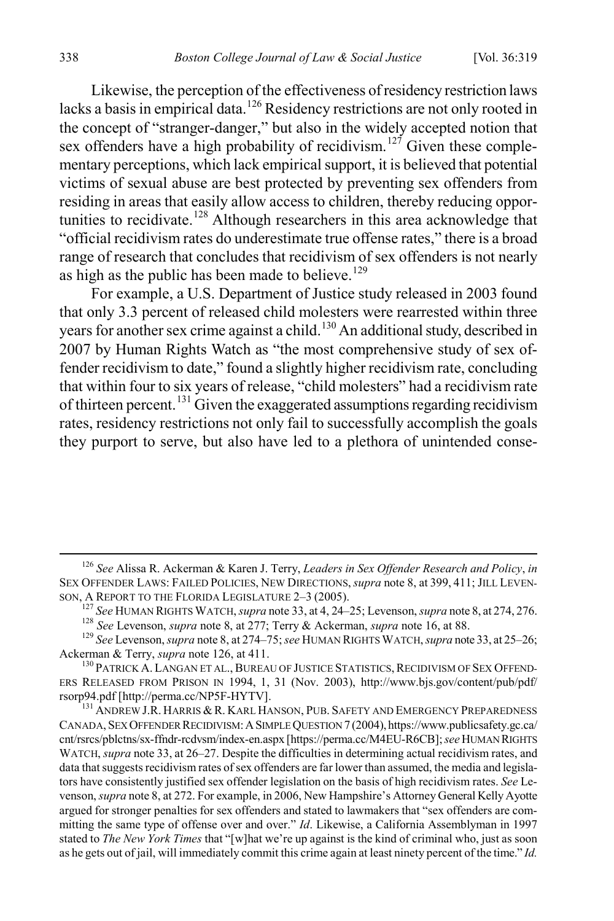Likewise, the perception of the effectiveness of residency restriction laws lacks a basis in empirical data.[126] Residency restrictions are not only rooted in the concept of "stranger-danger," but also in the widely accepted notion that sex offenders have a high probability of recidivism.[127] Given these complementary perceptions, which lack empirical support, it is believed that potential victims of sexual abuse are best protected by preventing sex offenders from residing in areas that easily allow access to children, thereby reducing opportunities to recidivate.[128] Although researchers in this area acknowledge that "official recidivism rates do underestimate true offense rates," there is a broad range of research that concludes that recidivism of sex offenders is not nearly as high as the public has been made to believe.[129]

For example, a U.S. Department of Justice study released in 2003 found that only 3.3 percent of released child molesters were rearrested within three years for another sex crime against a child.[130] An additional study, described in 2007 by Human Rights Watch as "the most comprehensive study of sex offender recidivism to date," found a slightly higher recidivism rate, concluding that within four to six years of release, "child molesters" had a recidivism rate of thirteen percent.[131] Given the exaggerated assumptions regarding recidivism rates, residency restrictions not only fail to successfully accomplish the goals they purport to serve, but also have led to a plethora of unintended conse-

---

[126] *See* Alissa R. Ackerman & Karen J. Terry, *Leaders in Sex Offender Research and Policy*, *in* SEX OFFENDER LAWS: FAILED POLICIES, NEW DIRECTIONS, *supra* note 8, at 399, 411; JILL LEVENSON, A REPORT TO THE FLORIDA LEGISLATURE 2–3 (2005).

[127] *See* HUMAN RIGHTS WATCH, *supra* note 33, at 4, 24–25; Levenson, *supra* note 8, at 274, 276.

[128] *See* Levenson, *supra* note 8, at 277; Terry & Ackerman, *supra* note 16, at 88.

[129] *See* Levenson, *supra* note 8, at 274–75; *see* HUMAN RIGHTS WATCH, *supra* note 33, at 25–26; Ackerman & Terry, *supra* note 126, at 411.

[130] PATRICK A. LANGAN ET AL., BUREAU OF JUSTICE STATISTICS, RECIDIVISM OF SEX OFFENDERS RELEASED FROM PRISON IN 1994, 1, 31 (Nov. 2003), http://www.bjs.gov/content/pub/pdf/rsorp94.pdf [http://perma.cc/NP5F-HYTV].

[131] ANDREW J.R. HARRIS & R. KARL HANSON, PUB. SAFETY AND EMERGENCY PREPAREDNESS CANADA, SEX OFFENDER RECIDIVISM: A SIMPLE QUESTION 7 (2004), https://www.publicsafety.gc.ca/cnt/rsrcs/pblctns/sx-ffndr-rcdvsm/index-en.aspx [https://perma.cc/M4EU-R6CB]; *see* HUMAN RIGHTS WATCH, *supra* note 33, at 26–27. Despite the difficulties in determining actual recidivism rates, and data that suggests recidivism rates of sex offenders are far lower than assumed, the media and legislators have consistently justified sex offender legislation on the basis of high recidivism rates. *See* Levenson, *supra* note 8, at 272. For example, in 2006, New Hampshire's Attorney General Kelly Ayotte argued for stronger penalties for sex offenders and stated to lawmakers that "sex offenders are committing the same type of offense over and over." *Id*. Likewise, a California Assemblyman in 1997 stated to *The New York Times* that "[w]hat we're up against is the kind of criminal who, just as soon as he gets out of jail, will immediately commit this crime again at least ninety percent of the time." *Id.*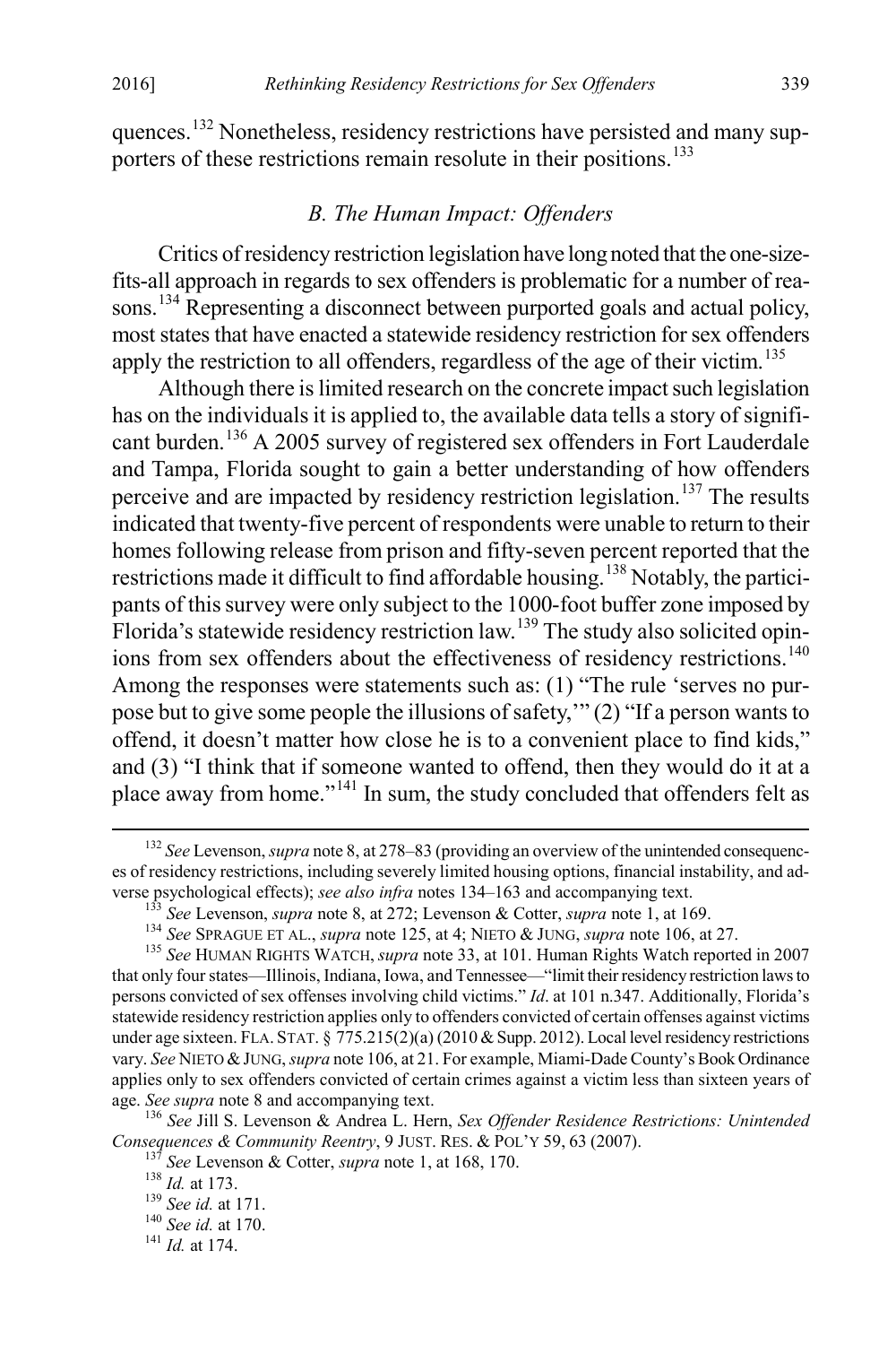quences.[132] Nonetheless, residency restrictions have persisted and many supporters of these restrictions remain resolute in their positions.[133]

### *B. The Human Impact: Offenders*

Critics of residency restriction legislation have long noted that the one-size-fits-all approach in regards to sex offenders is problematic for a number of reasons.[134] Representing a disconnect between purported goals and actual policy, most states that have enacted a statewide residency restriction for sex offenders apply the restriction to all offenders, regardless of the age of their victim.[135]

Although there is limited research on the concrete impact such legislation has on the individuals it is applied to, the available data tells a story of significant burden.[136] A 2005 survey of registered sex offenders in Fort Lauderdale and Tampa, Florida sought to gain a better understanding of how offenders perceive and are impacted by residency restriction legislation.[137] The results indicated that twenty-five percent of respondents were unable to return to their homes following release from prison and fifty-seven percent reported that the restrictions made it difficult to find affordable housing.[138] Notably, the participants of this survey were only subject to the 1000-foot buffer zone imposed by Florida's statewide residency restriction law.[139] The study also solicited opinions from sex offenders about the effectiveness of residency restrictions.[140] Among the responses were statements such as: (1) "The rule 'serves no purpose but to give some people the illusions of safety,'" (2) "If a person wants to offend, it doesn't matter how close he is to a convenient place to find kids," and (3) "I think that if someone wanted to offend, then they would do it at a place away from home."[141] In sum, the study concluded that offenders felt as

---

[132] *See* Levenson, *supra* note 8, at 278–83 (providing an overview of the unintended consequences of residency restrictions, including severely limited housing options, financial instability, and adverse psychological effects); *see also infra* notes 134–163 and accompanying text.

[133] *See* Levenson, *supra* note 8, at 272; Levenson & Cotter, *supra* note 1, at 169.

[134] *See* SPRAGUE ET AL., *supra* note 125, at 4; NIETO & JUNG, *supra* note 106, at 27.

[135] *See* HUMAN RIGHTS WATCH, *supra* note 33, at 101. Human Rights Watch reported in 2007 that only four states—Illinois, Indiana, Iowa, and Tennessee—"limit their residency restriction laws to persons convicted of sex offenses involving child victims." *Id*. at 101 n.347. Additionally, Florida's statewide residency restriction applies only to offenders convicted of certain offenses against victims under age sixteen. FLA. STAT. § 775.215(2)(a) (2010 & Supp. 2012). Local level residency restrictions vary. *See* NIETO & JUNG, *supra* note 106, at 21. For example, Miami-Dade County's Book Ordinance applies only to sex offenders convicted of certain crimes against a victim less than sixteen years of age. *See supra* note 8 and accompanying text.

[136] *See* Jill S. Levenson & Andrea L. Hern, *Sex Offender Residence Restrictions: Unintended Consequences & Community Reentry*, 9 JUST. RES. & POL'Y 59, 63 (2007).

[137] *See* Levenson & Cotter, *supra* note 1, at 168, 170.

[138] *Id.* at 173.

[139] *See id.* at 171.

[140] *See id.* at 170.

[141] *Id.* at 174.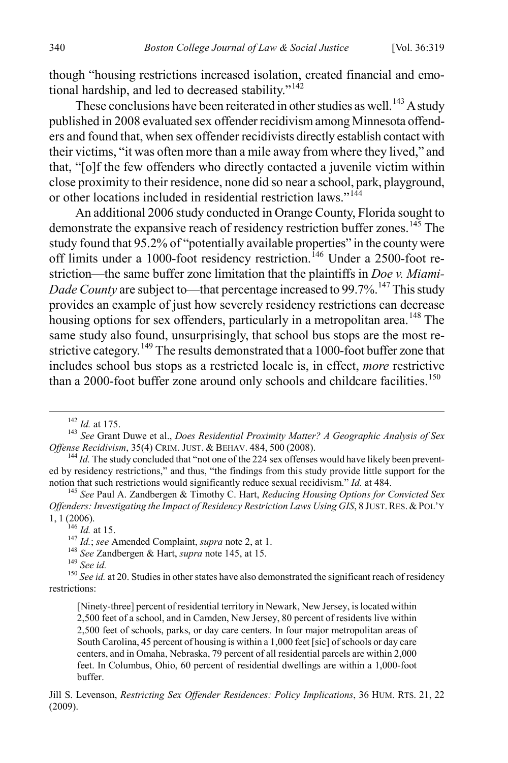though "housing restrictions increased isolation, created financial and emotional hardship, and led to decreased stability."[142]

These conclusions have been reiterated in other studies as well.[143] A study published in 2008 evaluated sex offender recidivism among Minnesota offenders and found that, when sex offender recidivists directly establish contact with their victims, "it was often more than a mile away from where they lived," and that, "[o]f the few offenders who directly contacted a juvenile victim within close proximity to their residence, none did so near a school, park, playground, or other locations included in residential restriction laws."[144]

An additional 2006 study conducted in Orange County, Florida sought to demonstrate the expansive reach of residency restriction buffer zones.[145] The study found that 95.2% of "potentially available properties" in the county were off limits under a 1000-foot residency restriction.[146] Under a 2500-foot restriction—the same buffer zone limitation that the plaintiffs in *Doe v. Miami-Dade County* are subject to—that percentage increased to 99.7%.[147] This study provides an example of just how severely residency restrictions can decrease housing options for sex offenders, particularly in a metropolitan area.[148] The same study also found, unsurprisingly, that school bus stops are the most restrictive category.[149] The results demonstrated that a 1000-foot buffer zone that includes school bus stops as a restricted locale is, in effect, *more* restrictive than a 2000-foot buffer zone around only schools and childcare facilities.[150]

---

[142] *Id.* at 175.

[143] *See* Grant Duwe et al., *Does Residential Proximity Matter? A Geographic Analysis of Sex Offense Recidivism*, 35(4) CRIM. JUST. & BEHAV. 484, 500 (2008).

[144] *Id.* The study concluded that "not one of the 224 sex offenses would have likely been prevented by residency restrictions," and thus, "the findings from this study provide little support for the notion that such restrictions would significantly reduce sexual recidivism." *Id.* at 484.

[145] *See* Paul A. Zandbergen & Timothy C. Hart, *Reducing Housing Options for Convicted Sex Offenders: Investigating the Impact of Residency Restriction Laws Using GIS*, 8 JUST. RES. & POL'Y 1, 1 (2006).

[146] *Id.* at 15.

[147] *Id.*; *see* Amended Complaint, *supra* note 2, at 1.

[148] *See* Zandbergen & Hart, *supra* note 145, at 15.

[149] *See id.*

[150] *See id.* at 20. Studies in other states have also demonstrated the significant reach of residency restrictions:

> [Ninety-three] percent of residential territory in Newark, New Jersey, is located within 2,500 feet of a school, and in Camden, New Jersey, 80 percent of residents live within 2,500 feet of schools, parks, or day care centers. In four major metropolitan areas of South Carolina, 45 percent of housing is within a 1,000 feet [sic] of schools or day care centers, and in Omaha, Nebraska, 79 percent of all residential parcels are within 2,000 feet. In Columbus, Ohio, 60 percent of residential dwellings are within a 1,000-foot buffer.

Jill S. Levenson, *Restricting Sex Offender Residences: Policy Implications*, 36 HUM. RTS. 21, 22 (2009).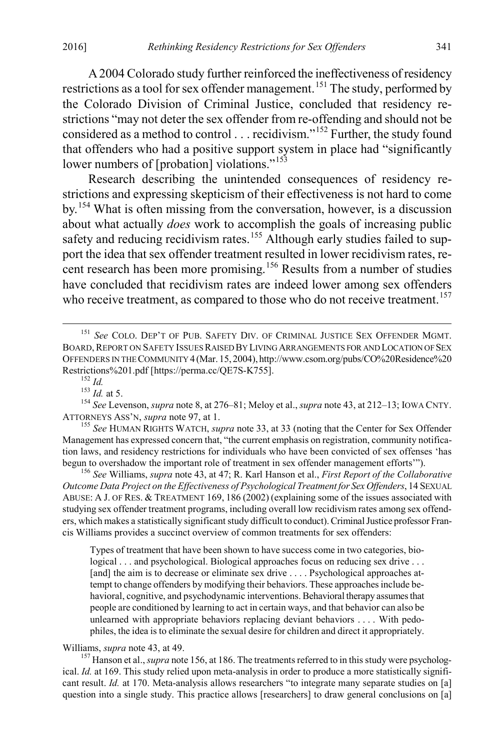A 2004 Colorado study further reinforced the ineffectiveness of residency restrictions as a tool for sex offender management.[151] The study, performed by the Colorado Division of Criminal Justice, concluded that residency restrictions "may not deter the sex offender from re-offending and should not be considered as a method to control . . . recidivism."[152] Further, the study found that offenders who had a positive support system in place had "significantly lower numbers of [probation] violations."[153]

Research describing the unintended consequences of residency restrictions and expressing skepticism of their effectiveness is not hard to come by.[154] What is often missing from the conversation, however, is a discussion about what actually *does* work to accomplish the goals of increasing public safety and reducing recidivism rates.[155] Although early studies failed to support the idea that sex offender treatment resulted in lower recidivism rates, recent research has been more promising.[156] Results from a number of studies have concluded that recidivism rates are indeed lower among sex offenders who receive treatment, as compared to those who do not receive treatment.[157]

---

[151] *See* COLO. DEP'T OF PUB. SAFETY DIV. OF CRIMINAL JUSTICE SEX OFFENDER MGMT. BOARD, REPORT ON SAFETY ISSUES RAISED BY LIVING ARRANGEMENTS FOR AND LOCATION OF SEX OFFENDERS IN THE COMMUNITY 4 (Mar. 15, 2004), http://www.csom.org/pubs/CO%20Residence%20 Restrictions%201.pdf [https://perma.cc/QE7S-K755].

[152] *Id.*

[153] *Id.* at 5.

[154] *See* Levenson, *supra* note 8, at 276–81; Meloy et al., *supra* note 43, at 212–13; IOWA CNTY. ATTORNEYS ASS'N, *supra* note 97, at 1.

[155] *See* HUMAN RIGHTS WATCH, *supra* note 33, at 33 (noting that the Center for Sex Offender Management has expressed concern that, "the current emphasis on registration, community notification laws, and residency restrictions for individuals who have been convicted of sex offenses 'has begun to overshadow the important role of treatment in sex offender management efforts'").

[156] *See* Williams, *supra* note 43, at 47; R. Karl Hanson et al., *First Report of the Collaborative Outcome Data Project on the Effectiveness of Psychological Treatment for Sex Offenders*, 14 SEXUAL ABUSE: A J. OF RES. & TREATMENT 169, 186 (2002) (explaining some of the issues associated with studying sex offender treatment programs, including overall low recidivism rates among sex offenders, which makes a statistically significant study difficult to conduct). Criminal Justice professor Francis Williams provides a succinct overview of common treatments for sex offenders:

> Types of treatment that have been shown to have success come in two categories, biological . . . and psychological. Biological approaches focus on reducing sex drive . . . [and] the aim is to decrease or eliminate sex drive . . . . Psychological approaches attempt to change offenders by modifying their behaviors. These approaches include behavioral, cognitive, and psychodynamic interventions. Behavioral therapy assumes that people are conditioned by learning to act in certain ways, and that behavior can also be unlearned with appropriate behaviors replacing deviant behaviors . . . . With pedophiles, the idea is to eliminate the sexual desire for children and direct it appropriately.

Williams, *supra* note 43, at 49.

[157] Hanson et al., *supra* note 156, at 186. The treatments referred to in this study were psychological. *Id.* at 169. This study relied upon meta-analysis in order to produce a more statistically significant result. *Id.* at 170. Meta-analysis allows researchers "to integrate many separate studies on [a] question into a single study. This practice allows [researchers] to draw general conclusions on [a]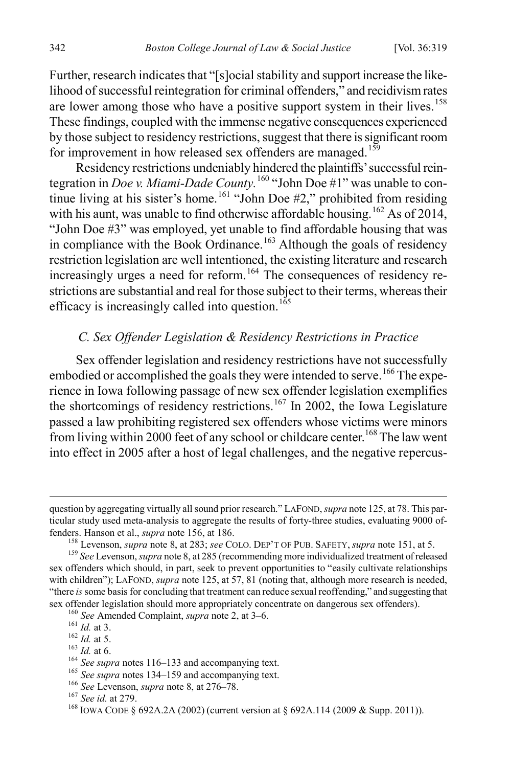Further, research indicates that "[s]ocial stability and support increase the likelihood of successful reintegration for criminal offenders," and recidivism rates are lower among those who have a positive support system in their lives.[158] These findings, coupled with the immense negative consequences experienced by those subject to residency restrictions, suggest that there is significant room for improvement in how released sex offenders are managed.[159]

Residency restrictions undeniably hindered the plaintiffs' successful reintegration in *Doe v. Miami-Dade County*.[160] "John Doe #1" was unable to continue living at his sister's home.[161] "John Doe #2," prohibited from residing with his aunt, was unable to find otherwise affordable housing.[162] As of 2014, "John Doe #3" was employed, yet unable to find affordable housing that was in compliance with the Book Ordinance.[163] Although the goals of residency restriction legislation are well intentioned, the existing literature and research increasingly urges a need for reform.[164] The consequences of residency restrictions are substantial and real for those subject to their terms, whereas their efficacy is increasingly called into question.[165]

### *C. Sex Offender Legislation & Residency Restrictions in Practice*

Sex offender legislation and residency restrictions have not successfully embodied or accomplished the goals they were intended to serve.[166] The experience in Iowa following passage of new sex offender legislation exemplifies the shortcomings of residency restrictions.[167] In 2002, the Iowa Legislature passed a law prohibiting registered sex offenders whose victims were minors from living within 2000 feet of any school or childcare center.[168] The law went into effect in 2005 after a host of legal challenges, and the negative repercus-

---

question by aggregating virtually all sound prior research." LAFOND, *supra* note 125, at 78. This particular study used meta-analysis to aggregate the results of forty-three studies, evaluating 9000 offenders. Hanson et al., *supra* note 156, at 186.

[158] Levenson, *supra* note 8, at 283; *see* COLO. DEP'T OF PUB. SAFETY, *supra* note 151, at 5.

[159] *See* Levenson, *supra* note 8, at 285 (recommending more individualized treatment of released sex offenders which should, in part, seek to prevent opportunities to "easily cultivate relationships with children"); LAFOND, *supra* note 125, at 57, 81 (noting that, although more research is needed, "there *is* some basis for concluding that treatment can reduce sexual reoffending," and suggesting that sex offender legislation should more appropriately concentrate on dangerous sex offenders).

[160] *See* Amended Complaint, *supra* note 2, at 3–6.

[161] *Id.* at 3.

[162] *Id.* at 5.

[163] *Id.* at 6.

[164] *See supra* notes 116–133 and accompanying text.

[165] *See supra* notes 134–159 and accompanying text.

[166] *See* Levenson, *supra* note 8, at 276–78.

[167] *See id.* at 279.

[168] IOWA CODE § 692A.2A (2002) (current version at § 692A.114 (2009 & Supp. 2011)).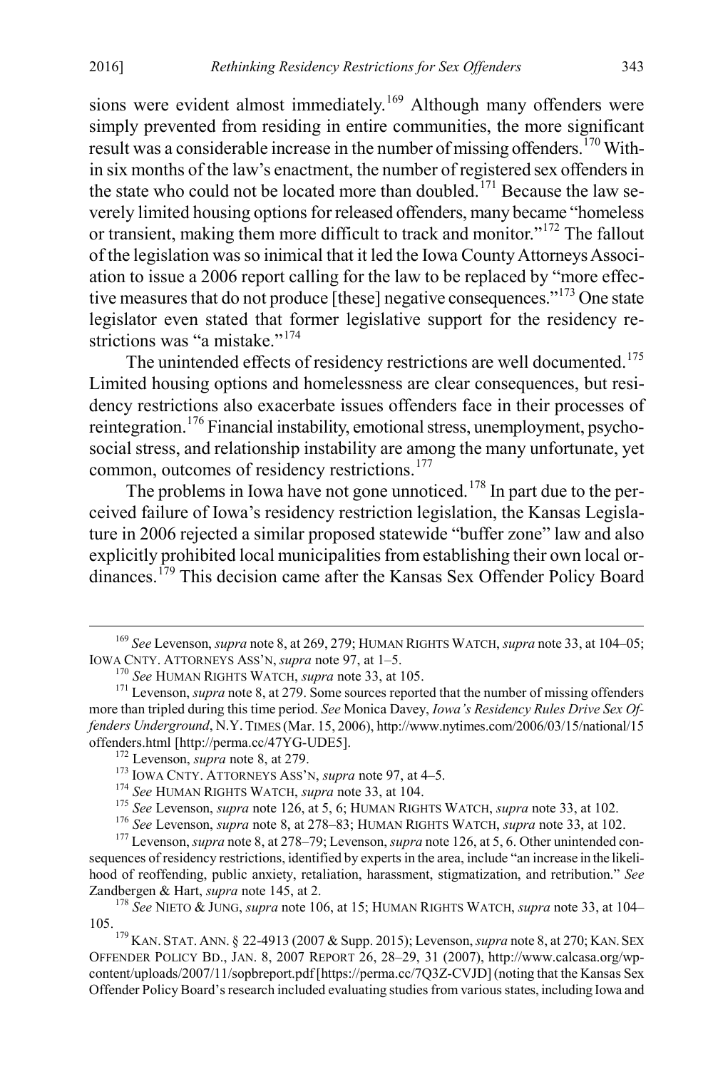sions were evident almost immediately.[169] Although many offenders were simply prevented from residing in entire communities, the more significant result was a considerable increase in the number of missing offenders.[170] Within six months of the law's enactment, the number of registered sex offenders in the state who could not be located more than doubled.[171] Because the law severely limited housing options for released offenders, many became "homeless or transient, making them more difficult to track and monitor."[172] The fallout of the legislation was so inimical that it led the Iowa County Attorneys Association to issue a 2006 report calling for the law to be replaced by "more effective measures that do not produce [these] negative consequences."[173] One state legislator even stated that former legislative support for the residency restrictions was "a mistake."[174]

The unintended effects of residency restrictions are well documented.[175] Limited housing options and homelessness are clear consequences, but residency restrictions also exacerbate issues offenders face in their processes of reintegration.[176] Financial instability, emotional stress, unemployment, psychosocial stress, and relationship instability are among the many unfortunate, yet common, outcomes of residency restrictions.[177]

The problems in Iowa have not gone unnoticed.[178] In part due to the perceived failure of Iowa's residency restriction legislation, the Kansas Legislature in 2006 rejected a similar proposed statewide "buffer zone" law and also explicitly prohibited local municipalities from establishing their own local ordinances.[179] This decision came after the Kansas Sex Offender Policy Board

---

[169] *See* Levenson, *supra* note 8, at 269, 279; HUMAN RIGHTS WATCH, *supra* note 33, at 104–05; IOWA CNTY. ATTORNEYS ASS'N, *supra* note 97, at 1–5.

[170] *See* HUMAN RIGHTS WATCH, *supra* note 33, at 105.

[171] Levenson, *supra* note 8, at 279. Some sources reported that the number of missing offenders more than tripled during this time period. *See* Monica Davey, *Iowa's Residency Rules Drive Sex Offenders Underground*, N.Y. TIMES (Mar. 15, 2006), http://www.nytimes.com/2006/03/15/national/15offenders.html [http://perma.cc/47YG-UDE5].

[172] Levenson, *supra* note 8, at 279.

[173] IOWA CNTY. ATTORNEYS ASS'N, *supra* note 97, at 4–5.

[174] *See* HUMAN RIGHTS WATCH, *supra* note 33, at 104.

[175] *See* Levenson, *supra* note 126, at 5, 6; HUMAN RIGHTS WATCH, *supra* note 33, at 102.

[176] *See* Levenson, *supra* note 8, at 278–83; HUMAN RIGHTS WATCH, *supra* note 33, at 102.

[177] Levenson, *supra* note 8, at 278–79; Levenson, *supra* note 126, at 5, 6. Other unintended consequences of residency restrictions, identified by experts in the area, include "an increase in the likelihood of reoffending, public anxiety, retaliation, harassment, stigmatization, and retribution." *See* Zandbergen & Hart, *supra* note 145, at 2.

[178] *See* NIETO & JUNG, *supra* note 106, at 15; HUMAN RIGHTS WATCH, *supra* note 33, at 104–105.

[179] KAN. STAT. ANN. § 22-4913 (2007 & Supp. 2015); Levenson, *supra* note 8, at 270; KAN. SEX OFFENDER POLICY BD., JAN. 8, 2007 REPORT 26, 28–29, 31 (2007), http://www.calcasa.org/wp-content/uploads/2007/11/sopbreport.pdf [https://perma.cc/7Q3Z-CVJD] (noting that the Kansas Sex Offender Policy Board's research included evaluating studies from various states, including Iowa and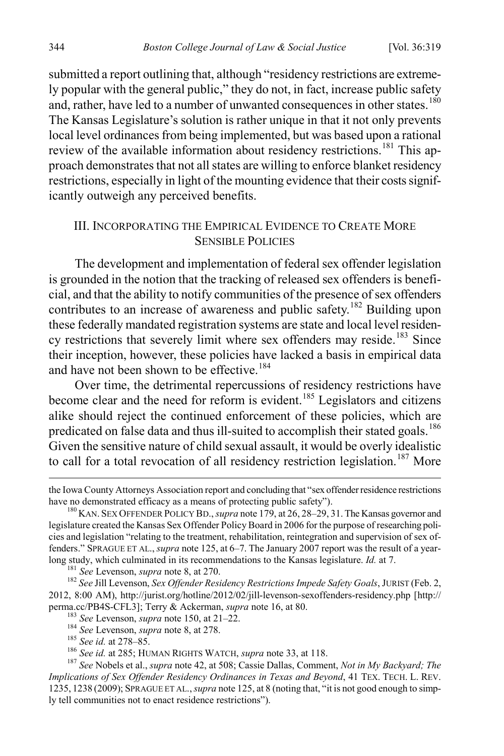submitted a report outlining that, although "residency restrictions are extremely popular with the general public," they do not, in fact, increase public safety and, rather, have led to a number of unwanted consequences in other states.[180] The Kansas Legislature's solution is rather unique in that it not only prevents local level ordinances from being implemented, but was based upon a rational review of the available information about residency restrictions.[181] This approach demonstrates that not all states are willing to enforce blanket residency restrictions, especially in light of the mounting evidence that their costs significantly outweigh any perceived benefits.

## III. Incorporating the Empirical Evidence to Create More Sensible Policies

The development and implementation of federal sex offender legislation is grounded in the notion that the tracking of released sex offenders is beneficial, and that the ability to notify communities of the presence of sex offenders contributes to an increase of awareness and public safety.[182] Building upon these federally mandated registration systems are state and local level residency restrictions that severely limit where sex offenders may reside.[183] Since their inception, however, these policies have lacked a basis in empirical data and have not been shown to be effective.[184]

Over time, the detrimental repercussions of residency restrictions have become clear and the need for reform is evident.[185] Legislators and citizens alike should reject the continued enforcement of these policies, which are predicated on false data and thus ill-suited to accomplish their stated goals.[186] Given the sensitive nature of child sexual assault, it would be overly idealistic to call for a total revocation of all residency restriction legislation.[187] More

---

the Iowa County Attorneys Association report and concluding that "sex offender residence restrictions have no demonstrated efficacy as a means of protecting public safety").

[180] KAN. SEX OFFENDER POLICY BD., *supra* note 179, at 26, 28–29, 31. The Kansas governor and legislature created the Kansas Sex Offender Policy Board in 2006 for the purpose of researching policies and legislation "relating to the treatment, rehabilitation, reintegration and supervision of sex offenders." SPRAGUE ET AL., *supra* note 125, at 6–7. The January 2007 report was the result of a year-long study, which culminated in its recommendations to the Kansas legislature. *Id.* at 7.

[181] *See* Levenson, *supra* note 8, at 270.

[182] *See* Jill Levenson, *Sex Offender Residency Restrictions Impede Safety Goals*, JURIST (Feb. 2, 2012, 8:00 AM), http://jurist.org/hotline/2012/02/jill-levenson-sexoffenders-residency.php [http://perma.cc/PB4S-CFL3]; Terry & Ackerman, *supra* note 16, at 80.

[183] *See* Levenson, *supra* note 150, at 21–22.

[184] *See* Levenson, *supra* note 8, at 278.

[185] *See id.* at 278–85.

[186] *See id.* at 285; HUMAN RIGHTS WATCH, *supra* note 33, at 118.

[187] *See* Nobels et al., *supra* note 42, at 508; Cassie Dallas, Comment, *Not in My Backyard; The Implications of Sex Offender Residency Ordinances in Texas and Beyond*, 41 TEX. TECH. L. REV. 1235, 1238 (2009); SPRAGUE ET AL., *supra* note 125, at 8 (noting that, "it is not good enough to simply tell communities not to enact residence restrictions").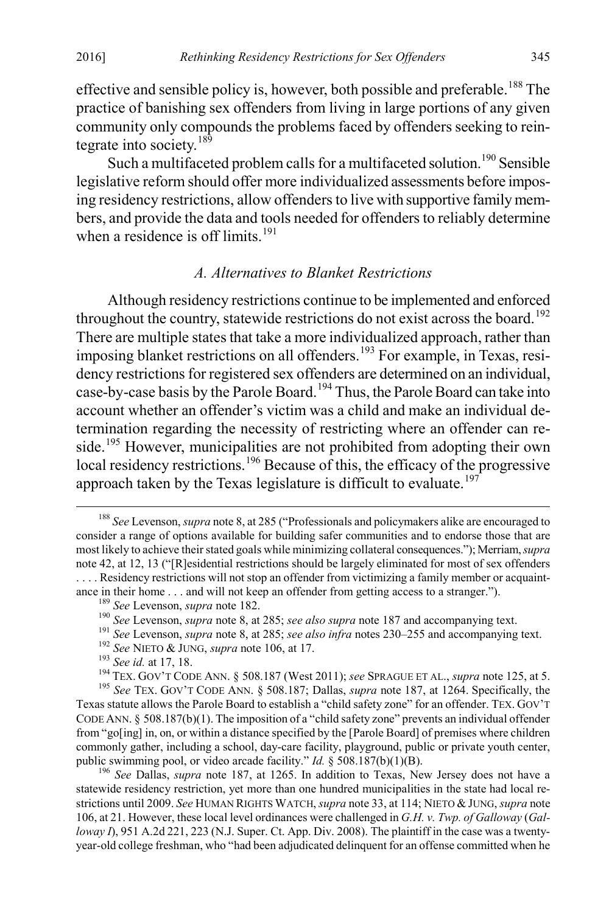effective and sensible policy is, however, both possible and preferable.[188] The practice of banishing sex offenders from living in large portions of any given community only compounds the problems faced by offenders seeking to reintegrate into society.[189]

Such a multifaceted problem calls for a multifaceted solution.[190] Sensible legislative reform should offer more individualized assessments before imposing residency restrictions, allow offenders to live with supportive family members, and provide the data and tools needed for offenders to reliably determine when a residence is off limits.[191]

### *A. Alternatives to Blanket Restrictions*

Although residency restrictions continue to be implemented and enforced throughout the country, statewide restrictions do not exist across the board.[192] There are multiple states that take a more individualized approach, rather than imposing blanket restrictions on all offenders.[193] For example, in Texas, residency restrictions for registered sex offenders are determined on an individual, case-by-case basis by the Parole Board.[194] Thus, the Parole Board can take into account whether an offender's victim was a child and make an individual determination regarding the necessity of restricting where an offender can reside.[195] However, municipalities are not prohibited from adopting their own local residency restrictions.[196] Because of this, the efficacy of the progressive approach taken by the Texas legislature is difficult to evaluate.[197]

---

[188] *See* Levenson, *supra* note 8, at 285 ("Professionals and policymakers alike are encouraged to consider a range of options available for building safer communities and to endorse those that are most likely to achieve their stated goals while minimizing collateral consequences."); Merriam, *supra* note 42, at 12, 13 ("[R]esidential restrictions should be largely eliminated for most of sex offenders . . . . Residency restrictions will not stop an offender from victimizing a family member or acquaintance in their home . . . and will not keep an offender from getting access to a stranger.").

[189] *See* Levenson, *supra* note 182.

[190] *See* Levenson, *supra* note 8, at 285; *see also supra* note 187 and accompanying text.

[191] *See* Levenson, *supra* note 8, at 285; *see also infra* notes 230–255 and accompanying text.

[192] *See* NIETO & JUNG, *supra* note 106, at 17.

[193] *See id.* at 17, 18.

[194] TEX. GOV'T CODE ANN. § 508.187 (West 2011); *see* SPRAGUE ET AL., *supra* note 125, at 5.

[195] *See* TEX. GOV'T CODE ANN. § 508.187; Dallas, *supra* note 187, at 1264. Specifically, the Texas statute allows the Parole Board to establish a "child safety zone" for an offender. TEX. GOV'T CODE ANN. § 508.187(b)(1). The imposition of a "child safety zone" prevents an individual offender from "go[ing] in, on, or within a distance specified by the [Parole Board] of premises where children commonly gather, including a school, day-care facility, playground, public or private youth center, public swimming pool, or video arcade facility." *Id.* § 508.187(b)(1)(B).

[196] *See* Dallas, *supra* note 187, at 1265. In addition to Texas, New Jersey does not have a statewide residency restriction, yet more than one hundred municipalities in the state had local restrictions until 2009. *See* HUMAN RIGHTS WATCH, *supra* note 33, at 114; NIETO & JUNG, *supra* note 106, at 21. However, these local level ordinances were challenged in *G.H. v. Twp. of Galloway* (*Galloway I*), 951 A.2d 221, 223 (N.J. Super. Ct. App. Div. 2008). The plaintiff in the case was a twenty-year-old college freshman, who "had been adjudicated delinquent for an offense committed when he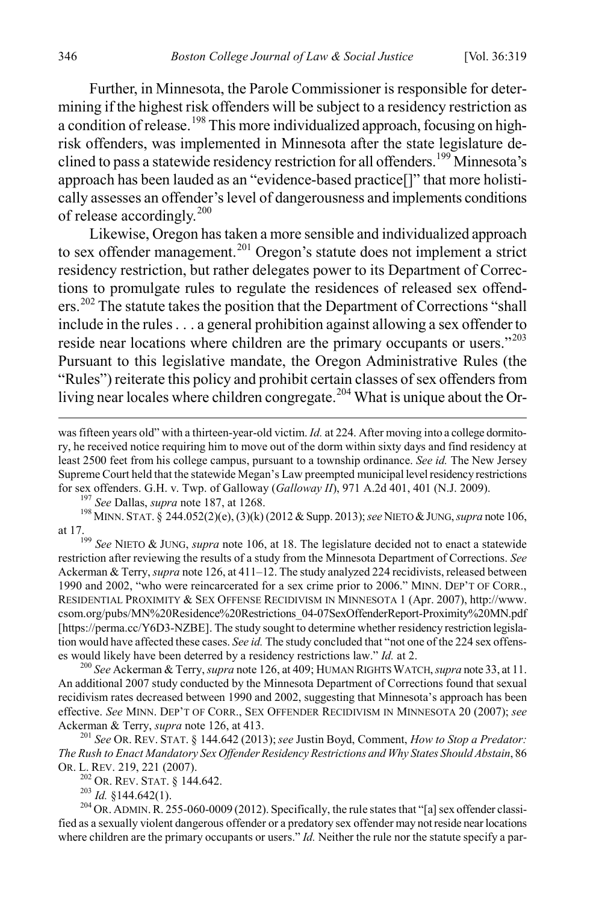Further, in Minnesota, the Parole Commissioner is responsible for determining if the highest risk offenders will be subject to a residency restriction as a condition of release.[198] This more individualized approach, focusing on high-risk offenders, was implemented in Minnesota after the state legislature declined to pass a statewide residency restriction for all offenders.[199] Minnesota's approach has been lauded as an "evidence-based practice[]" that more holistically assesses an offender's level of dangerousness and implements conditions of release accordingly.[200]

Likewise, Oregon has taken a more sensible and individualized approach to sex offender management.[201] Oregon's statute does not implement a strict residency restriction, but rather delegates power to its Department of Corrections to promulgate rules to regulate the residences of released sex offenders.[202] The statute takes the position that the Department of Corrections "shall include in the rules . . . a general prohibition against allowing a sex offender to reside near locations where children are the primary occupants or users."[203] Pursuant to this legislative mandate, the Oregon Administrative Rules (the "Rules") reiterate this policy and prohibit certain classes of sex offenders from living near locales where children congregate.[204] What is unique about the Or-

---

was fifteen years old" with a thirteen-year-old victim. *Id.* at 224. After moving into a college dormitory, he received notice requiring him to move out of the dorm within sixty days and find residency at least 2500 feet from his college campus, pursuant to a township ordinance. *See id.* The New Jersey Supreme Court held that the statewide Megan's Law preempted municipal level residency restrictions for sex offenders. G.H. v. Twp. of Galloway (*Galloway II*), 971 A.2d 401, 401 (N.J. 2009).

[197] *See* Dallas, *supra* note 187, at 1268.

[198] MINN. STAT. § 244.052(2)(e), (3)(k) (2012 & Supp. 2013); *see* NIETO & JUNG, *supra* note 106, at 17.

[199] *See* NIETO & JUNG, *supra* note 106, at 18. The legislature decided not to enact a statewide restriction after reviewing the results of a study from the Minnesota Department of Corrections. *See* Ackerman & Terry, *supra* note 126, at 411–12. The study analyzed 224 recidivists, released between 1990 and 2002, "who were reincarcerated for a sex crime prior to 2006." MINN. DEP'T OF CORR., RESIDENTIAL PROXIMITY & SEX OFFENSE RECIDIVISM IN MINNESOTA 1 (Apr. 2007), http://www.csom.org/pubs/MN%20Residence%20Restrictions_04-07SexOffenderReport-Proximity%20MN.pdf [https://perma.cc/Y6D3-NZBE]. The study sought to determine whether residency restriction legislation would have affected these cases. *See id.* The study concluded that "not one of the 224 sex offenses would likely have been deterred by a residency restrictions law." *Id.* at 2.

[200] *See* Ackerman & Terry, *supra* note 126, at 409; HUMAN RIGHTS WATCH, *supra* note 33, at 11. An additional 2007 study conducted by the Minnesota Department of Corrections found that sexual recidivism rates decreased between 1990 and 2002, suggesting that Minnesota's approach has been effective. *See* MINN. DEP'T OF CORR., SEX OFFENDER RECIDIVISM IN MINNESOTA 20 (2007); *see* Ackerman & Terry, *supra* note 126, at 413.

[201] *See* OR. REV. STAT. § 144.642 (2013); *see* Justin Boyd, Comment, *How to Stop a Predator: The Rush to Enact Mandatory Sex Offender Residency Restrictions and Why States Should Abstain*, 86 OR. L. REV. 219, 221 (2007).

[202] OR. REV. STAT. § 144.642.

[203] *Id.* §144.642(1).

[204] OR. ADMIN. R. 255-060-0009 (2012). Specifically, the rule states that "[a] sex offender classified as a sexually violent dangerous offender or a predatory sex offender may not reside near locations where children are the primary occupants or users." *Id.* Neither the rule nor the statute specify a par-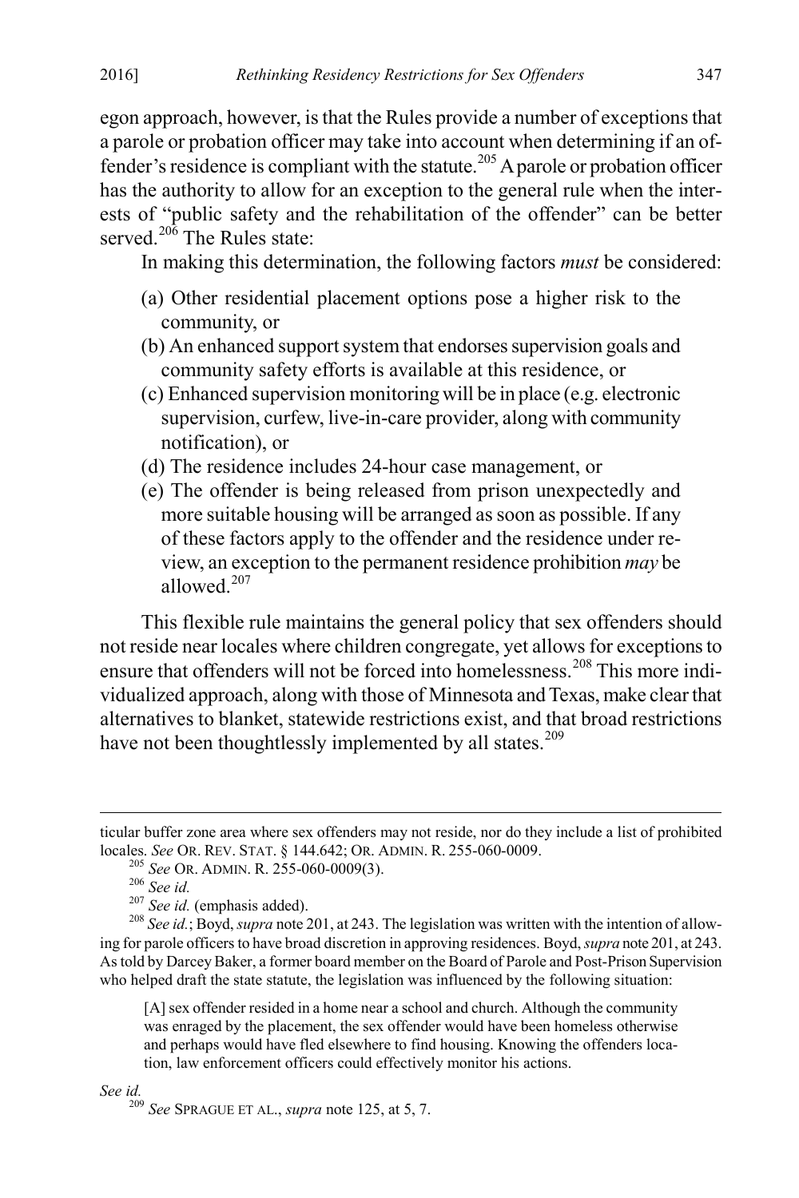egon approach, however, is that the Rules provide a number of exceptions that a parole or probation officer may take into account when determining if an offender's residence is compliant with the statute.[205] A parole or probation officer has the authority to allow for an exception to the general rule when the interests of "public safety and the rehabilitation of the offender" can be better served.[206] The Rules state:

> In making this determination, the following factors *must* be considered:
>
> (a) Other residential placement options pose a higher risk to the community, or
>
> (b) An enhanced support system that endorses supervision goals and community safety efforts is available at this residence, or
>
> (c) Enhanced supervision monitoring will be in place (e.g. electronic supervision, curfew, live-in-care provider, along with community notification), or
>
> (d) The residence includes 24-hour case management, or
>
> (e) The offender is being released from prison unexpectedly and more suitable housing will be arranged as soon as possible. If any of these factors apply to the offender and the residence under review, an exception to the permanent residence prohibition *may* be allowed.[207]

This flexible rule maintains the general policy that sex offenders should not reside near locales where children congregate, yet allows for exceptions to ensure that offenders will not be forced into homelessness.[208] This more individualized approach, along with those of Minnesota and Texas, make clear that alternatives to blanket, statewide restrictions exist, and that broad restrictions have not been thoughtlessly implemented by all states.[209]

---

ticular buffer zone area where sex offenders may not reside, nor do they include a list of prohibited locales. *See* OR. REV. STAT. § 144.642; OR. ADMIN. R. 255-060-0009.

[205] *See* OR. ADMIN. R. 255-060-0009(3).

[206] *See id.*

[207] *See id.* (emphasis added).

[208] *See id.*; Boyd, *supra* note 201, at 243. The legislation was written with the intention of allowing for parole officers to have broad discretion in approving residences. Boyd, *supra* note 201, at 243. As told by Darcey Baker, a former board member on the Board of Parole and Post-Prison Supervision who helped draft the state statute, the legislation was influenced by the following situation:

> [A] sex offender resided in a home near a school and church. Although the community was enraged by the placement, the sex offender would have been homeless otherwise and perhaps would have fled elsewhere to find housing. Knowing the offenders location, law enforcement officers could effectively monitor his actions.

*See id.*

[209] *See* SPRAGUE ET AL., *supra* note 125, at 5, 7.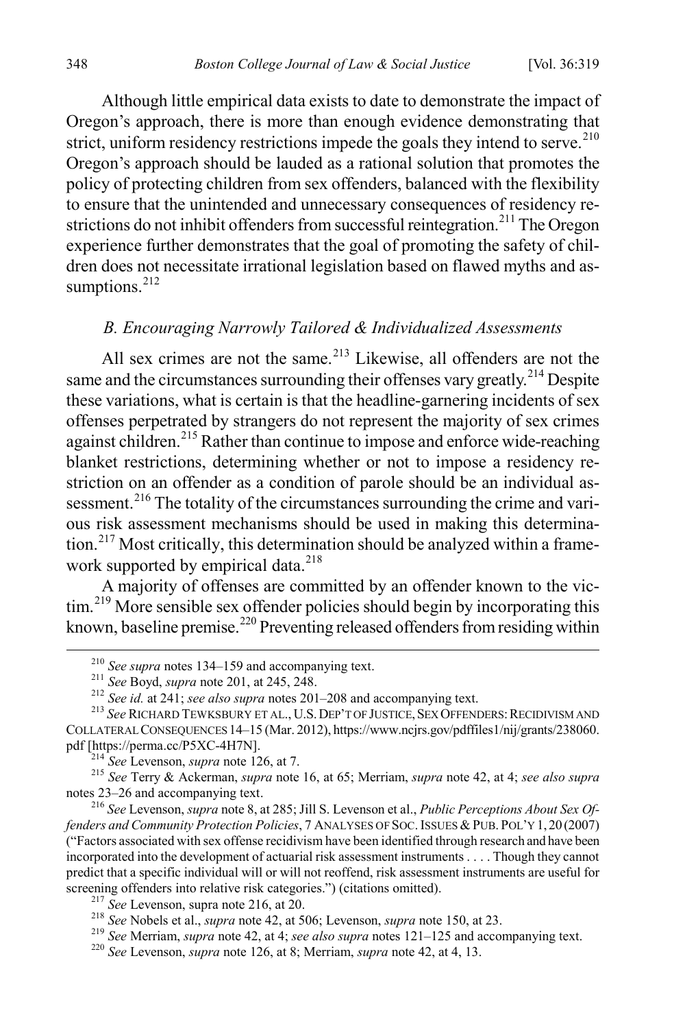Although little empirical data exists to date to demonstrate the impact of Oregon's approach, there is more than enough evidence demonstrating that strict, uniform residency restrictions impede the goals they intend to serve.[210] Oregon's approach should be lauded as a rational solution that promotes the policy of protecting children from sex offenders, balanced with the flexibility to ensure that the unintended and unnecessary consequences of residency restrictions do not inhibit offenders from successful reintegration.[211] The Oregon experience further demonstrates that the goal of promoting the safety of children does not necessitate irrational legislation based on flawed myths and assumptions.[212]

### *B. Encouraging Narrowly Tailored & Individualized Assessments*

All sex crimes are not the same.[213] Likewise, all offenders are not the same and the circumstances surrounding their offenses vary greatly.[214] Despite these variations, what is certain is that the headline-garnering incidents of sex offenses perpetrated by strangers do not represent the majority of sex crimes against children.[215] Rather than continue to impose and enforce wide-reaching blanket restrictions, determining whether or not to impose a residency restriction on an offender as a condition of parole should be an individual assessment.[216] The totality of the circumstances surrounding the crime and various risk assessment mechanisms should be used in making this determination.[217] Most critically, this determination should be analyzed within a framework supported by empirical data.[218]

A majority of offenses are committed by an offender known to the victim.[219] More sensible sex offender policies should begin by incorporating this known, baseline premise.[220] Preventing released offenders from residing within

---

[210] *See supra* notes 134–159 and accompanying text.

[211] *See* Boyd, *supra* note 201, at 245, 248.

[212] *See id.* at 241; *see also supra* notes 201–208 and accompanying text.

[213] *See* RICHARD TEWKSBURY ET AL., U.S. DEP'T OF JUSTICE, SEX OFFENDERS: RECIDIVISM AND COLLATERAL CONSEQUENCES 14–15 (Mar. 2012), https://www.ncjrs.gov/pdffiles1/nij/grants/238060.pdf [https://perma.cc/P5XC-4H7N].

[214] *See* Levenson, *supra* note 126, at 7.

[215] *See* Terry & Ackerman, *supra* note 16, at 65; Merriam, *supra* note 42, at 4; *see also supra* notes 23–26 and accompanying text.

[216] *See* Levenson, *supra* note 8, at 285; Jill S. Levenson et al., *Public Perceptions About Sex Offenders and Community Protection Policies*, 7 ANALYSES OF SOC. ISSUES & PUB. POL'Y 1, 20 (2007) ("Factors associated with sex offense recidivism have been identified through research and have been incorporated into the development of actuarial risk assessment instruments . . . . Though they cannot predict that a specific individual will or will not reoffend, risk assessment instruments are useful for screening offenders into relative risk categories.") (citations omitted).

[217] *See* Levenson, supra note 216, at 20.

[218] *See* Nobels et al., *supra* note 42, at 506; Levenson, *supra* note 150, at 23.

[219] *See* Merriam, *supra* note 42, at 4; *see also supra* notes 121–125 and accompanying text.

[220] *See* Levenson, *supra* note 126, at 8; Merriam, *supra* note 42, at 4, 13.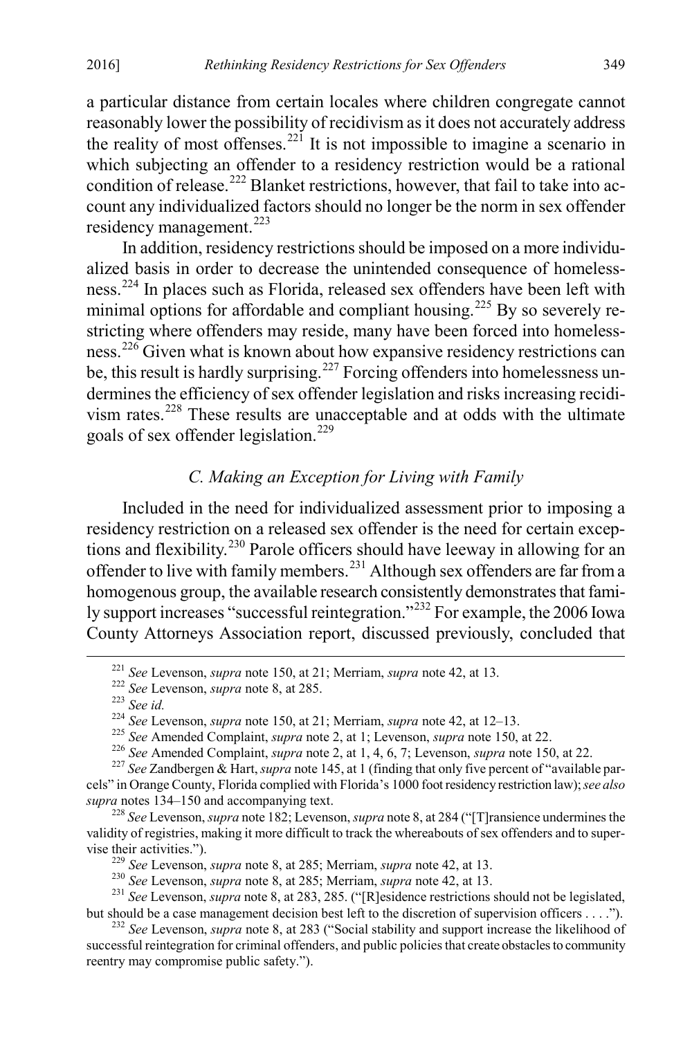a particular distance from certain locales where children congregate cannot reasonably lower the possibility of recidivism as it does not accurately address the reality of most offenses.[221] It is not impossible to imagine a scenario in which subjecting an offender to a residency restriction would be a rational condition of release.[222] Blanket restrictions, however, that fail to take into account any individualized factors should no longer be the norm in sex offender residency management.[223]

In addition, residency restrictions should be imposed on a more individualized basis in order to decrease the unintended consequence of homelessness.[224] In places such as Florida, released sex offenders have been left with minimal options for affordable and compliant housing.[225] By so severely restricting where offenders may reside, many have been forced into homelessness.[226] Given what is known about how expansive residency restrictions can be, this result is hardly surprising.[227] Forcing offenders into homelessness undermines the efficiency of sex offender legislation and risks increasing recidivism rates.[228] These results are unacceptable and at odds with the ultimate goals of sex offender legislation.[229]

### *C. Making an Exception for Living with Family*

Included in the need for individualized assessment prior to imposing a residency restriction on a released sex offender is the need for certain exceptions and flexibility.[230] Parole officers should have leeway in allowing for an offender to live with family members.[231] Although sex offenders are far from a homogenous group, the available research consistently demonstrates that family support increases "successful reintegration."[232] For example, the 2006 Iowa County Attorneys Association report, discussed previously, concluded that

---

[221] *See* Levenson, *supra* note 150, at 21; Merriam, *supra* note 42, at 13.

[222] *See* Levenson, *supra* note 8, at 285.

[223] *See id.*

[224] *See* Levenson, *supra* note 150, at 21; Merriam, *supra* note 42, at 12–13.

[225] *See* Amended Complaint, *supra* note 2, at 1; Levenson, *supra* note 150, at 22.

[226] *See* Amended Complaint, *supra* note 2, at 1, 4, 6, 7; Levenson, *supra* note 150, at 22.

[227] *See* Zandbergen & Hart, *supra* note 145, at 1 (finding that only five percent of "available parcels" in Orange County, Florida complied with Florida's 1000 foot residency restriction law); *see also supra* notes 134–150 and accompanying text.

[228] *See* Levenson, *supra* note 182; Levenson, *supra* note 8, at 284 ("[T]ransience undermines the validity of registries, making it more difficult to track the whereabouts of sex offenders and to supervise their activities.").

[229] *See* Levenson, *supra* note 8, at 285; Merriam, *supra* note 42, at 13.

[230] *See* Levenson, *supra* note 8, at 285; Merriam, *supra* note 42, at 13.

[231] *See* Levenson, *supra* note 8, at 283, 285. ("[R]esidence restrictions should not be legislated, but should be a case management decision best left to the discretion of supervision officers . . . .").

[232] *See* Levenson, *supra* note 8, at 283 ("Social stability and support increase the likelihood of successful reintegration for criminal offenders, and public policies that create obstacles to community reentry may compromise public safety.").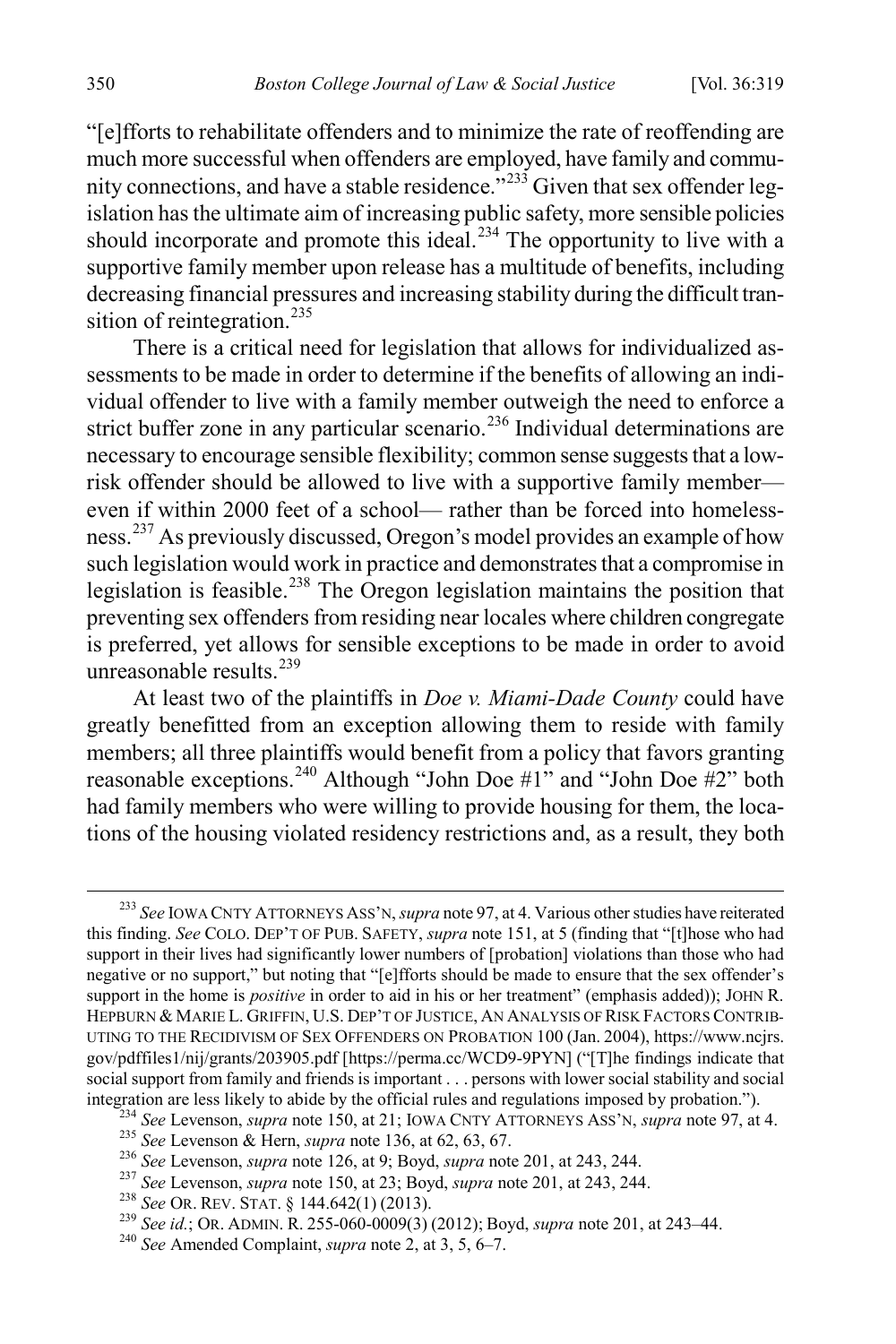"[e]fforts to rehabilitate offenders and to minimize the rate of reoffending are much more successful when offenders are employed, have family and community connections, and have a stable residence."[233] Given that sex offender legislation has the ultimate aim of increasing public safety, more sensible policies should incorporate and promote this ideal.[234] The opportunity to live with a supportive family member upon release has a multitude of benefits, including decreasing financial pressures and increasing stability during the difficult transition of reintegration.[235]

There is a critical need for legislation that allows for individualized assessments to be made in order to determine if the benefits of allowing an individual offender to live with a family member outweigh the need to enforce a strict buffer zone in any particular scenario.[236] Individual determinations are necessary to encourage sensible flexibility; common sense suggests that a low-risk offender should be allowed to live with a supportive family member—even if within 2000 feet of a school— rather than be forced into homelessness.[237] As previously discussed, Oregon's model provides an example of how such legislation would work in practice and demonstrates that a compromise in legislation is feasible.[238] The Oregon legislation maintains the position that preventing sex offenders from residing near locales where children congregate is preferred, yet allows for sensible exceptions to be made in order to avoid unreasonable results.[239]

At least two of the plaintiffs in *Doe v. Miami-Dade County* could have greatly benefitted from an exception allowing them to reside with family members; all three plaintiffs would benefit from a policy that favors granting reasonable exceptions.[240] Although "John Doe #1" and "John Doe #2" both had family members who were willing to provide housing for them, the locations of the housing violated residency restrictions and, as a result, they both

---

[233] *See* IOWA CNTY ATTORNEYS ASS'N, *supra* note 97, at 4. Various other studies have reiterated this finding. *See* COLO. DEP'T OF PUB. SAFETY, *supra* note 151, at 5 (finding that "[t]hose who had support in their lives had significantly lower numbers of [probation] violations than those who had negative or no support," but noting that "[e]fforts should be made to ensure that the sex offender's support in the home is *positive* in order to aid in his or her treatment" (emphasis added)); JOHN R. HEPBURN & MARIE L. GRIFFIN, U.S. DEP'T OF JUSTICE, AN ANALYSIS OF RISK FACTORS CONTRIBUTING TO THE RECIDIVISM OF SEX OFFENDERS ON PROBATION 100 (Jan. 2004), https://www.ncjrs.gov/pdffiles1/nij/grants/203905.pdf [https://perma.cc/WCD9-9PYN] ("[T]he findings indicate that social support from family and friends is important . . . persons with lower social stability and social integration are less likely to abide by the official rules and regulations imposed by probation.").

[234] *See* Levenson, *supra* note 150, at 21; IOWA CNTY ATTORNEYS ASS'N, *supra* note 97, at 4.

[235] *See* Levenson & Hern, *supra* note 136, at 62, 63, 67.

[236] *See* Levenson, *supra* note 126, at 9; Boyd, *supra* note 201, at 243, 244.

[237] *See* Levenson, *supra* note 150, at 23; Boyd, *supra* note 201, at 243, 244.

[238] *See* OR. REV. STAT. § 144.642(1) (2013).

[239] *See id.*; OR. ADMIN. R. 255-060-0009(3) (2012); Boyd, *supra* note 201, at 243–44.

[240] *See* Amended Complaint, *supra* note 2, at 3, 5, 6–7.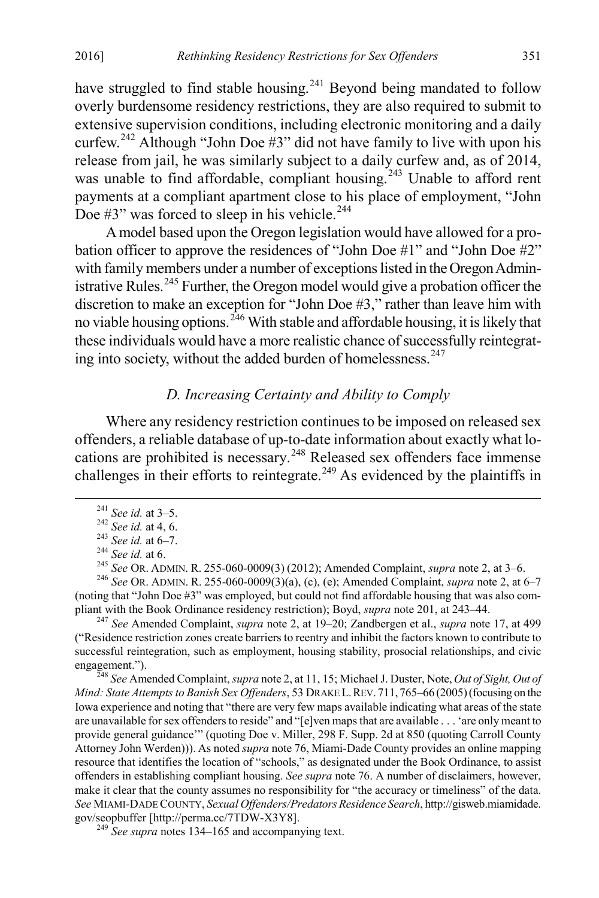have struggled to find stable housing.[241] Beyond being mandated to follow overly burdensome residency restrictions, they are also required to submit to extensive supervision conditions, including electronic monitoring and a daily curfew.[242] Although "John Doe #3" did not have family to live with upon his release from jail, he was similarly subject to a daily curfew and, as of 2014, was unable to find affordable, compliant housing.[243] Unable to afford rent payments at a compliant apartment close to his place of employment, "John Doe #3" was forced to sleep in his vehicle.[244]

A model based upon the Oregon legislation would have allowed for a probation officer to approve the residences of "John Doe #1" and "John Doe #2" with family members under a number of exceptions listed in the Oregon Administrative Rules.[245] Further, the Oregon model would give a probation officer the discretion to make an exception for "John Doe #3," rather than leave him with no viable housing options.[246] With stable and affordable housing, it is likely that these individuals would have a more realistic chance of successfully reintegrating into society, without the added burden of homelessness.[247]

### *D. Increasing Certainty and Ability to Comply*

Where any residency restriction continues to be imposed on released sex offenders, a reliable database of up-to-date information about exactly what locations are prohibited is necessary.[248] Released sex offenders face immense challenges in their efforts to reintegrate.[249] As evidenced by the plaintiffs in

---

[241] *See id.* at 3–5.

[242] *See id.* at 4, 6.

[243] *See id.* at 6–7.

[244] *See id.* at 6.

[245] *See* OR. ADMIN. R. 255-060-0009(3) (2012); Amended Complaint, *supra* note 2, at 3–6.

[246] *See* OR. ADMIN. R. 255-060-0009(3)(a), (c), (e); Amended Complaint, *supra* note 2, at 6–7 (noting that "John Doe #3" was employed, but could not find affordable housing that was also compliant with the Book Ordinance residency restriction); Boyd, *supra* note 201, at 243–44.

[247] *See* Amended Complaint, *supra* note 2, at 19–20; Zandbergen et al., *supra* note 17, at 499 ("Residence restriction zones create barriers to reentry and inhibit the factors known to contribute to successful reintegration, such as employment, housing stability, prosocial relationships, and civic engagement.").

[248] *See* Amended Complaint, *supra* note 2, at 11, 15; Michael J. Duster, Note, *Out of Sight, Out of Mind: State Attempts to Banish Sex Offenders*, 53 DRAKE L. REV. 711, 765–66 (2005) (focusing on the Iowa experience and noting that "there are very few maps available indicating what areas of the state are unavailable for sex offenders to reside" and "[e]ven maps that are available . . . 'are only meant to provide general guidance'" (quoting Doe v. Miller, 298 F. Supp. 2d at 850 (quoting Carroll County Attorney John Werden))). As noted *supra* note 76, Miami-Dade County provides an online mapping resource that identifies the location of "schools," as designated under the Book Ordinance, to assist offenders in establishing compliant housing. *See supra* note 76. A number of disclaimers, however, make it clear that the county assumes no responsibility for "the accuracy or timeliness" of the data. *See* MIAMI-DADE COUNTY, *Sexual Offenders/Predators Residence Search*, http://gisweb.miamidade.gov/seopbuffer [http://perma.cc/7TDW-X3Y8].

[249] *See supra* notes 134–165 and accompanying text.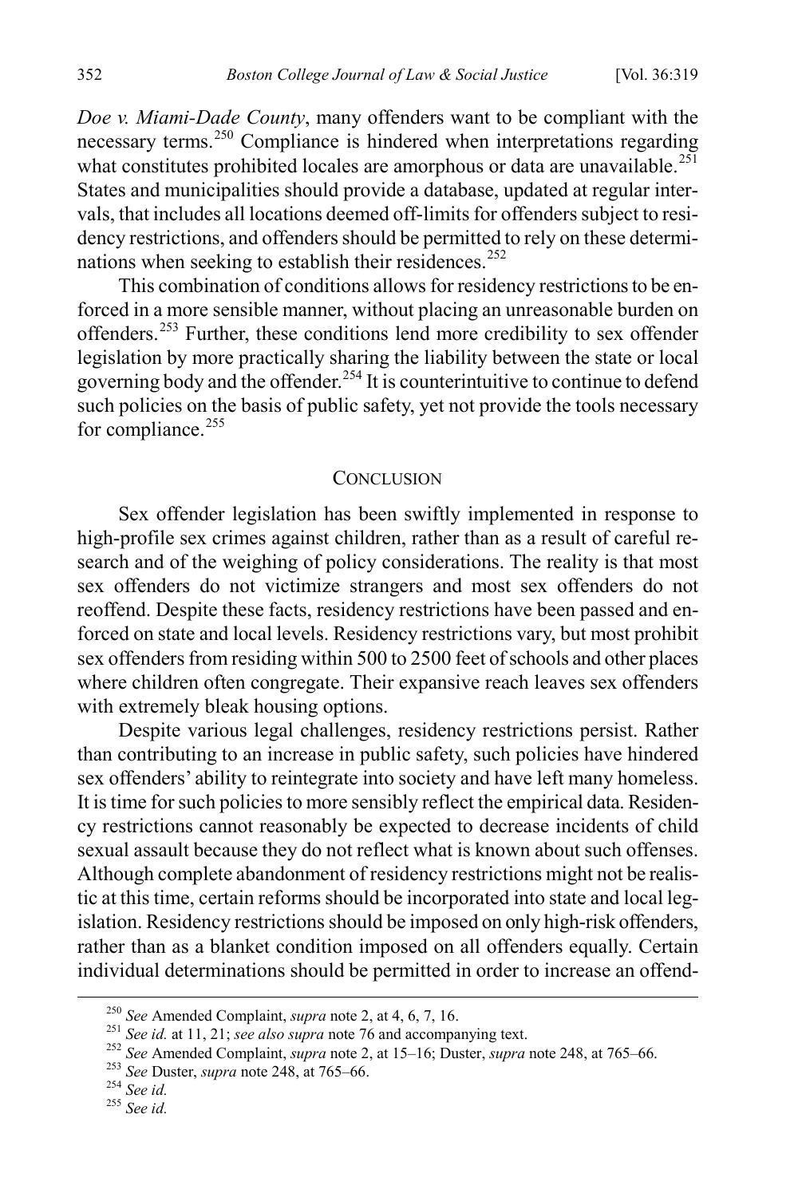*Doe v. Miami-Dade County*, many offenders want to be compliant with the necessary terms.[250] Compliance is hindered when interpretations regarding what constitutes prohibited locales are amorphous or data are unavailable.[251] States and municipalities should provide a database, updated at regular intervals, that includes all locations deemed off-limits for offenders subject to residency restrictions, and offenders should be permitted to rely on these determinations when seeking to establish their residences.[252]

This combination of conditions allows for residency restrictions to be enforced in a more sensible manner, without placing an unreasonable burden on offenders.[253] Further, these conditions lend more credibility to sex offender legislation by more practically sharing the liability between the state or local governing body and the offender.[254] It is counterintuitive to continue to defend such policies on the basis of public safety, yet not provide the tools necessary for compliance.[255]

## CONCLUSION

Sex offender legislation has been swiftly implemented in response to high-profile sex crimes against children, rather than as a result of careful research and of the weighing of policy considerations. The reality is that most sex offenders do not victimize strangers and most sex offenders do not reoffend. Despite these facts, residency restrictions have been passed and enforced on state and local levels. Residency restrictions vary, but most prohibit sex offenders from residing within 500 to 2500 feet of schools and other places where children often congregate. Their expansive reach leaves sex offenders with extremely bleak housing options.

Despite various legal challenges, residency restrictions persist. Rather than contributing to an increase in public safety, such policies have hindered sex offenders' ability to reintegrate into society and have left many homeless. It is time for such policies to more sensibly reflect the empirical data. Residency restrictions cannot reasonably be expected to decrease incidents of child sexual assault because they do not reflect what is known about such offenses. Although complete abandonment of residency restrictions might not be realistic at this time, certain reforms should be incorporated into state and local legislation. Residency restrictions should be imposed on only high-risk offenders, rather than as a blanket condition imposed on all offenders equally. Certain individual determinations should be permitted in order to increase an offend-

[250] *See* Amended Complaint, *supra* note 2, at 4, 6, 7, 16.

[251] *See id.* at 11, 21; *see also supra* note 76 and accompanying text.

[252] *See* Amended Complaint, *supra* note 2, at 15–16; Duster, *supra* note 248, at 765–66.

[253] *See* Duster, *supra* note 248, at 765–66.

[254] *See id.*

[255] *See id.*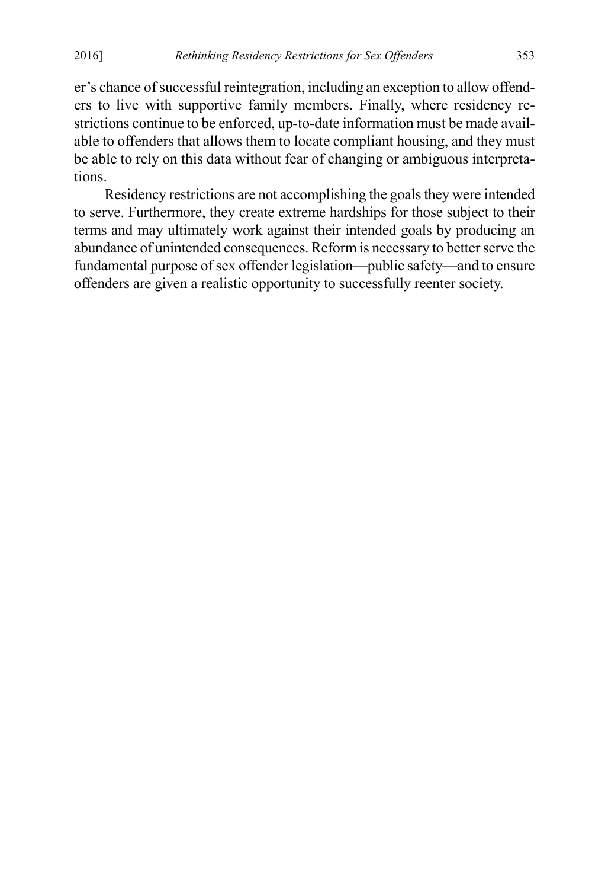er's chance of successful reintegration, including an exception to allow offenders to live with supportive family members. Finally, where residency restrictions continue to be enforced, up-to-date information must be made available to offenders that allows them to locate compliant housing, and they must be able to rely on this data without fear of changing or ambiguous interpretations.

Residency restrictions are not accomplishing the goals they were intended to serve. Furthermore, they create extreme hardships for those subject to their terms and may ultimately work against their intended goals by producing an abundance of unintended consequences. Reform is necessary to better serve the fundamental purpose of sex offender legislation—public safety—and to ensure offenders are given a realistic opportunity to successfully reenter society.